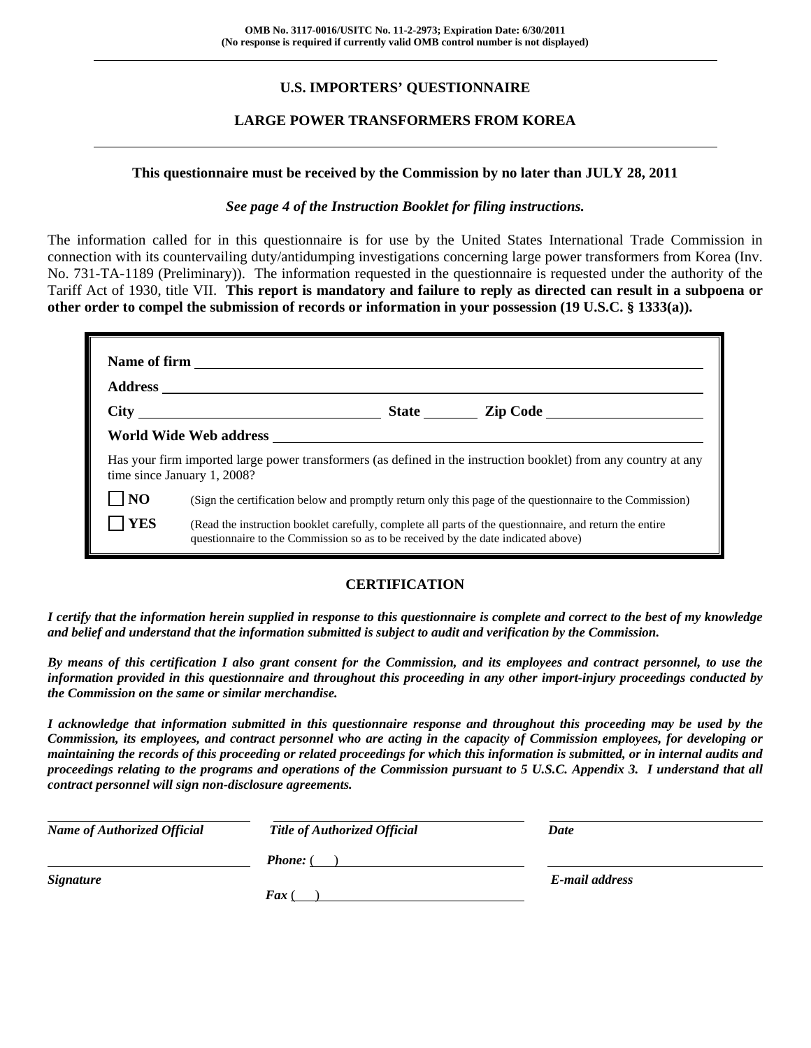**OMB No. 3117-0016/USITC No. 11-2-2973; Expiration Date: 6/30/2011**
**(No response is required if currently valid OMB control number is not displayed)**

---

# U.S. IMPORTERS' QUESTIONNAIRE

## LARGE POWER TRANSFORMERS FROM KOREA

---

**This questionnaire must be received by the Commission by no later than JULY 28, 2011**

***See page 4 of the Instruction Booklet for filing instructions.***

The information called for in this questionnaire is for use by the United States International Trade Commission in connection with its countervailing duty/antidumping investigations concerning large power transformers from Korea (Inv. No. 731-TA-1189 (Preliminary)). The information requested in the questionnaire is requested under the authority of the Tariff Act of 1930, title VII. **This report is mandatory and failure to reply as directed can result in a subpoena or other order to compel the submission of records or information in your possession (19 U.S.C. § 1333(a)).**

**Name of firm** ____________________

**Address** ____________________

**City** ____________________ **State** ________ **Zip Code** ____________________

**World Wide Web address** ____________________

Has your firm imported large power transformers (as defined in the instruction booklet) from any country at any time since January 1, 2008?

☐ **NO** (Sign the certification below and promptly return only this page of the questionnaire to the Commission)

☐ **YES** (Read the instruction booklet carefully, complete all parts of the questionnaire, and return the entire questionnaire to the Commission so as to be received by the date indicated above)

## CERTIFICATION

***I certify that the information herein supplied in response to this questionnaire is complete and correct to the best of my knowledge and belief and understand that the information submitted is subject to audit and verification by the Commission.***

***By means of this certification I also grant consent for the Commission, and its employees and contract personnel, to use the information provided in this questionnaire and throughout this proceeding in any other import-injury proceedings conducted by the Commission on the same or similar merchandise.***

***I acknowledge that information submitted in this questionnaire response and throughout this proceeding may be used by the Commission, its employees, and contract personnel who are acting in the capacity of Commission employees, for developing or maintaining the records of this proceeding or related proceedings for which this information is submitted, or in internal audits and proceedings relating to the programs and operations of the Commission pursuant to 5 U.S.C. Appendix 3. I understand that all contract personnel will sign non-disclosure agreements.***

| ____________________ | ____________________ | ____________________ |
|---|---|---|
| ***Name of Authorized Official*** | ***Title of Authorized Official*** | ***Date*** |
| ____________________ | ***Phone:*** ( ) ____________________ | ____________________ |
| ***Signature*** | ***Fax*** ( ) ____________________ | ***E-mail address*** |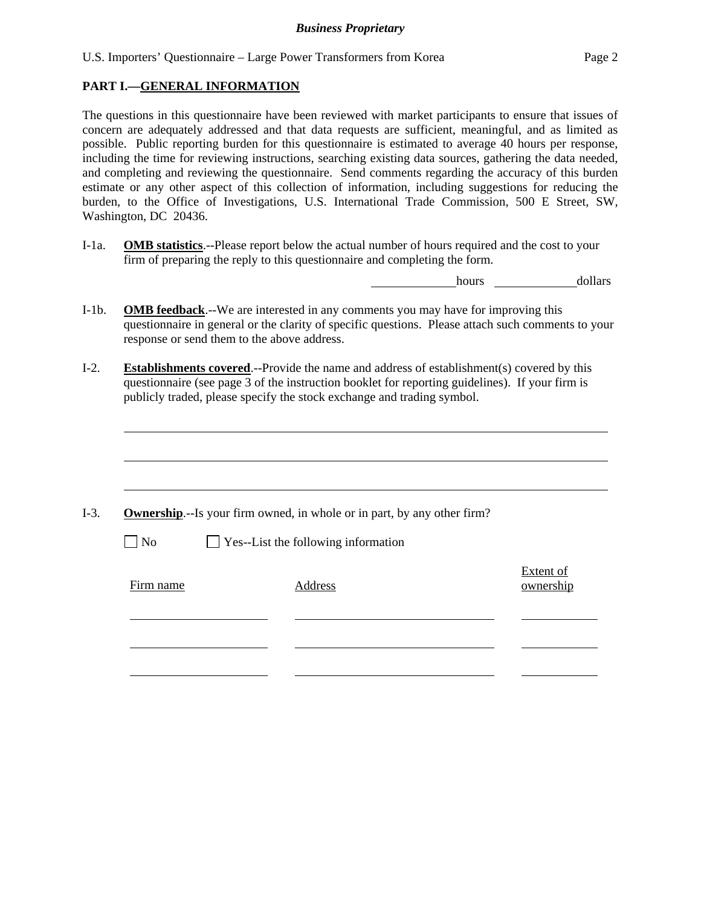## PART I.—GENERAL INFORMATION

The questions in this questionnaire have been reviewed with market participants to ensure that issues of concern are adequately addressed and that data requests are sufficient, meaningful, and as limited as possible. Public reporting burden for this questionnaire is estimated to average 40 hours per response, including the time for reviewing instructions, searching existing data sources, gathering the data needed, and completing and reviewing the questionnaire. Send comments regarding the accuracy of this burden estimate or any other aspect of this collection of information, including suggestions for reducing the burden, to the Office of Investigations, U.S. International Trade Commission, 500 E Street, SW, Washington, DC 20436.

I-1a. **OMB statistics**.--Please report below the actual number of hours required and the cost to your firm of preparing the reply to this questionnaire and completing the form.

______________ hours ______________ dollars

I-1b. **OMB feedback**.--We are interested in any comments you may have for improving this questionnaire in general or the clarity of specific questions. Please attach such comments to your response or send them to the above address.

I-2. **Establishments covered**.--Provide the name and address of establishment(s) covered by this questionnaire (see page 3 of the instruction booklet for reporting guidelines). If your firm is publicly traded, please specify the stock exchange and trading symbol.

________________________________________________________________________________

________________________________________________________________________________

________________________________________________________________________________

I-3. **Ownership**.--Is your firm owned, in whole or in part, by any other firm?

☐ No ☐ Yes--List the following information

| Firm name | Address | Extent of ownership |
|---|---|---|
| | | |
| | | |
| | | |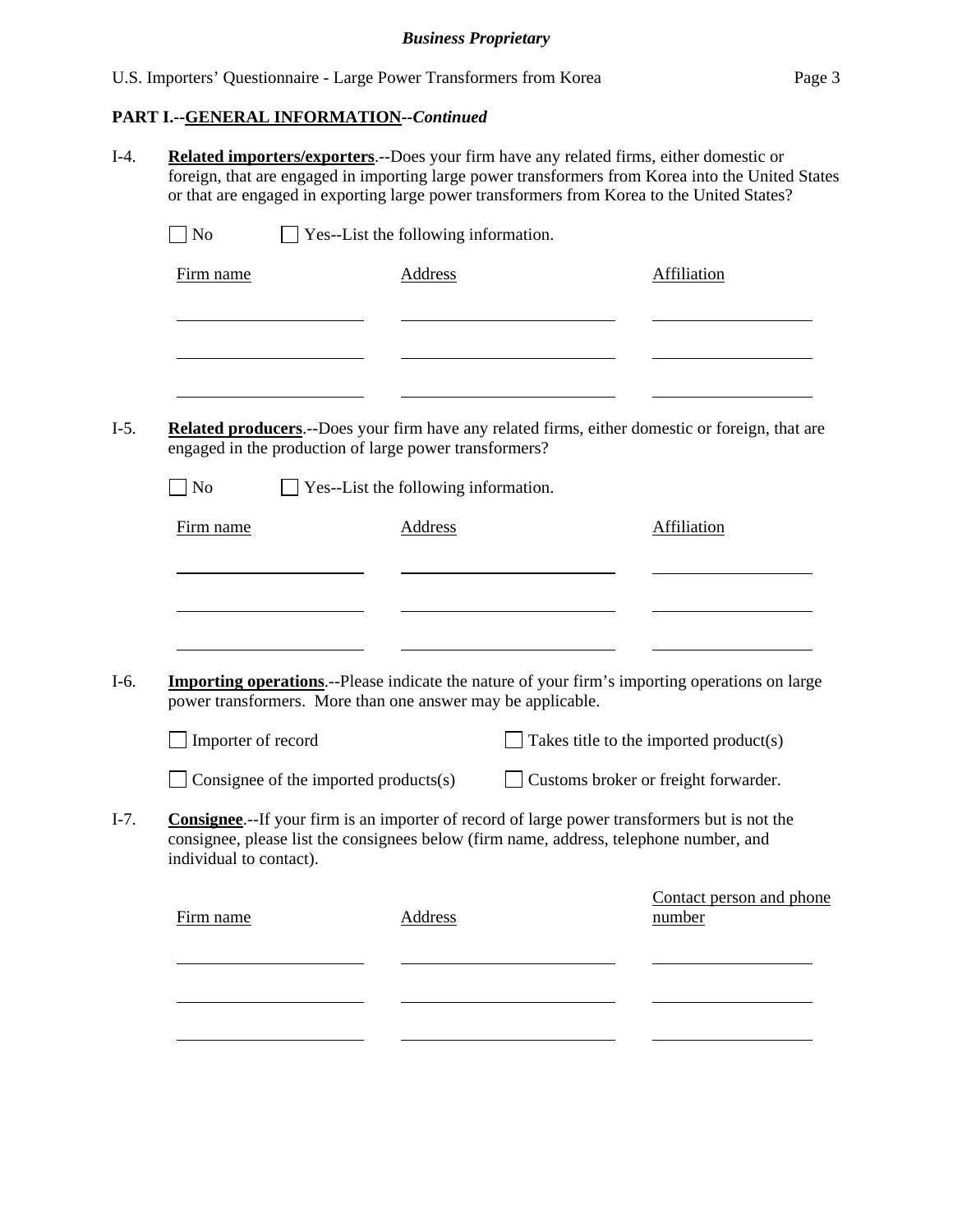## PART I.--GENERAL INFORMATION--*Continued*

I-4. **Related importers/exporters**.--Does your firm have any related firms, either domestic or foreign, that are engaged in importing large power transformers from Korea into the United States or that are engaged in exporting large power transformers from Korea to the United States?

☐ No ☐ Yes--List the following information.

| Firm name | Address | Affiliation |
|---|---|---|
| | | |
| | | |
| | | |

I-5. **Related producers**.--Does your firm have any related firms, either domestic or foreign, that are engaged in the production of large power transformers?

☐ No ☐ Yes--List the following information.

| Firm name | Address | Affiliation |
|---|---|---|
| | | |
| | | |
| | | |

I-6. **Importing operations**.--Please indicate the nature of your firm's importing operations on large power transformers. More than one answer may be applicable.

☐ Importer of record ☐ Takes title to the imported product(s)

☐ Consignee of the imported products(s) ☐ Customs broker or freight forwarder.

I-7. **Consignee**.--If your firm is an importer of record of large power transformers but is not the consignee, please list the consignees below (firm name, address, telephone number, and individual to contact).

| Firm name | Address | Contact person and phone number |
|---|---|---|
| | | |
| | | |
| | | |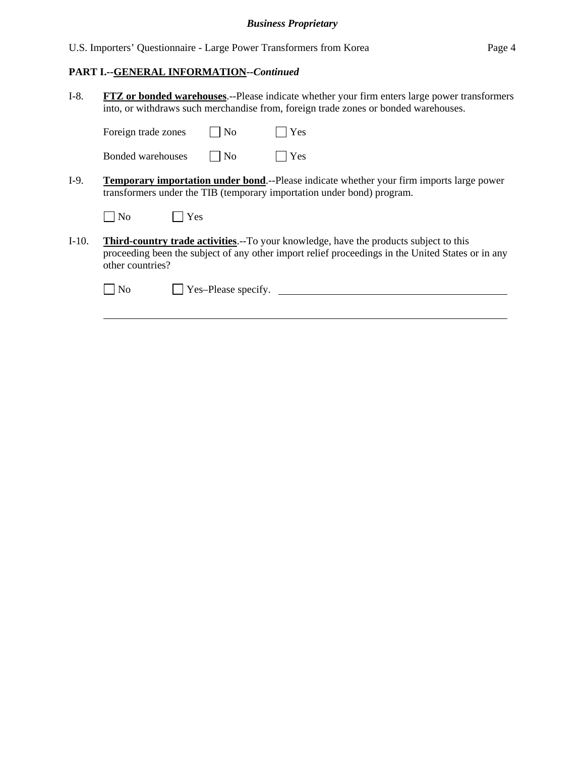**PART I.--GENERAL INFORMATION--*Continued***

I-8. **FTZ or bonded warehouses**.--Please indicate whether your firm enters large power transformers into, or withdraws such merchandise from, foreign trade zones or bonded warehouses.

Foreign trade zones ☐ No ☐ Yes

Bonded warehouses ☐ No ☐ Yes

I-9. **Temporary importation under bond**.--Please indicate whether your firm imports large power transformers under the TIB (temporary importation under bond) program.

☐ No ☐ Yes

I-10. **Third-country trade activities**.--To your knowledge, have the products subject to this proceeding been the subject of any other import relief proceedings in the United States or in any other countries?

☐ No ☐ Yes–Please specify. ______________________________

______________________________________________________________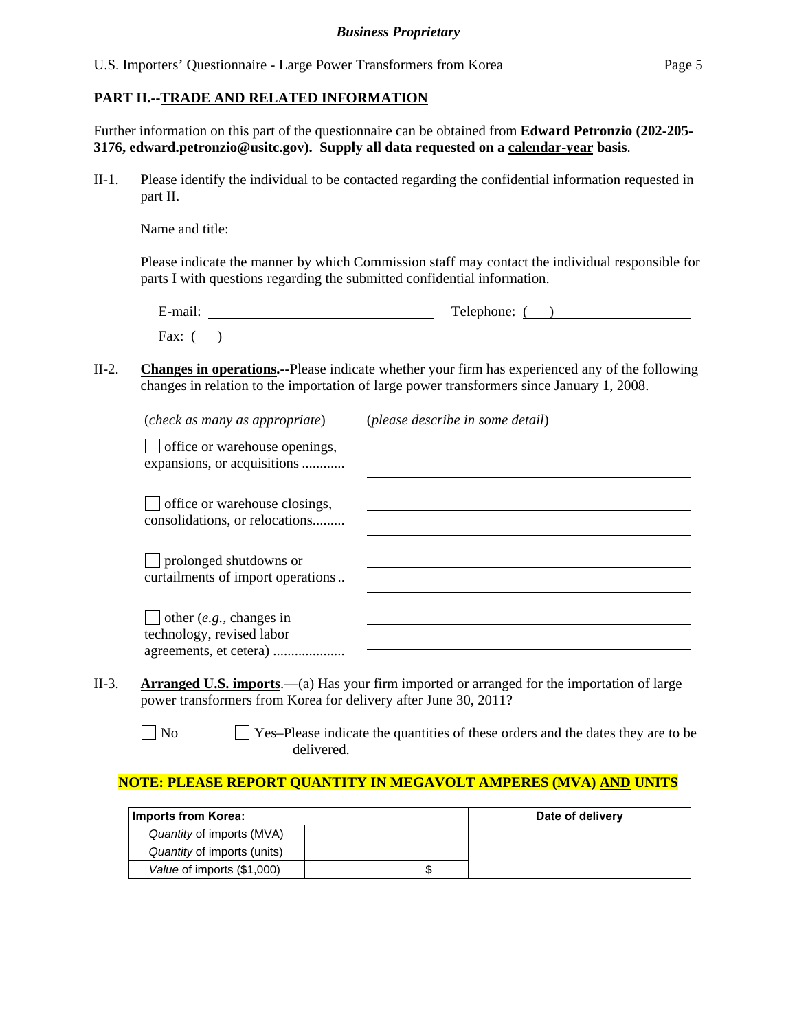**Business Proprietary**

## PART II.--TRADE AND RELATED INFORMATION

Further information on this part of the questionnaire can be obtained from **Edward Petronzio (202-205-3176, edward.petronzio@usitc.gov). Supply all data requested on a calendar-year basis**.

II-1. Please identify the individual to be contacted regarding the confidential information requested in part II.

Name and title: ______________________________

Please indicate the manner by which Commission staff may contact the individual responsible for parts I with questions regarding the submitted confidential information.

E-mail: ______________________ Telephone: (   ) ______________________

Fax: (   ) ______________________

II-2. **Changes in operations.--**Please indicate whether your firm has experienced any of the following changes in relation to the importation of large power transformers since January 1, 2008.

(*check as many as appropriate*) (*please describe in some detail*)

☐ office or warehouse openings, expansions, or acquisitions ............ ______________________

☐ office or warehouse closings, consolidations, or relocations......... ______________________

☐ prolonged shutdowns or curtailments of import operations .. ______________________

☐ other (*e.g.*, changes in technology, revised labor agreements, et cetera) .................... ______________________

II-3. **Arranged U.S. imports**.—(a) Has your firm imported or arranged for the importation of large power transformers from Korea for delivery after June 30, 2011?

☐ No ☐ Yes–Please indicate the quantities of these orders and the dates they are to be delivered.

**NOTE: PLEASE REPORT QUANTITY IN MEGAVOLT AMPERES (MVA) AND UNITS**

| **Imports from Korea:** | | **Date of delivery** |
|---|---|---|
| *Quantity* of imports (MVA) | | |
| *Quantity* of imports (units) | | |
| *Value* of imports ($1,000) | $ | |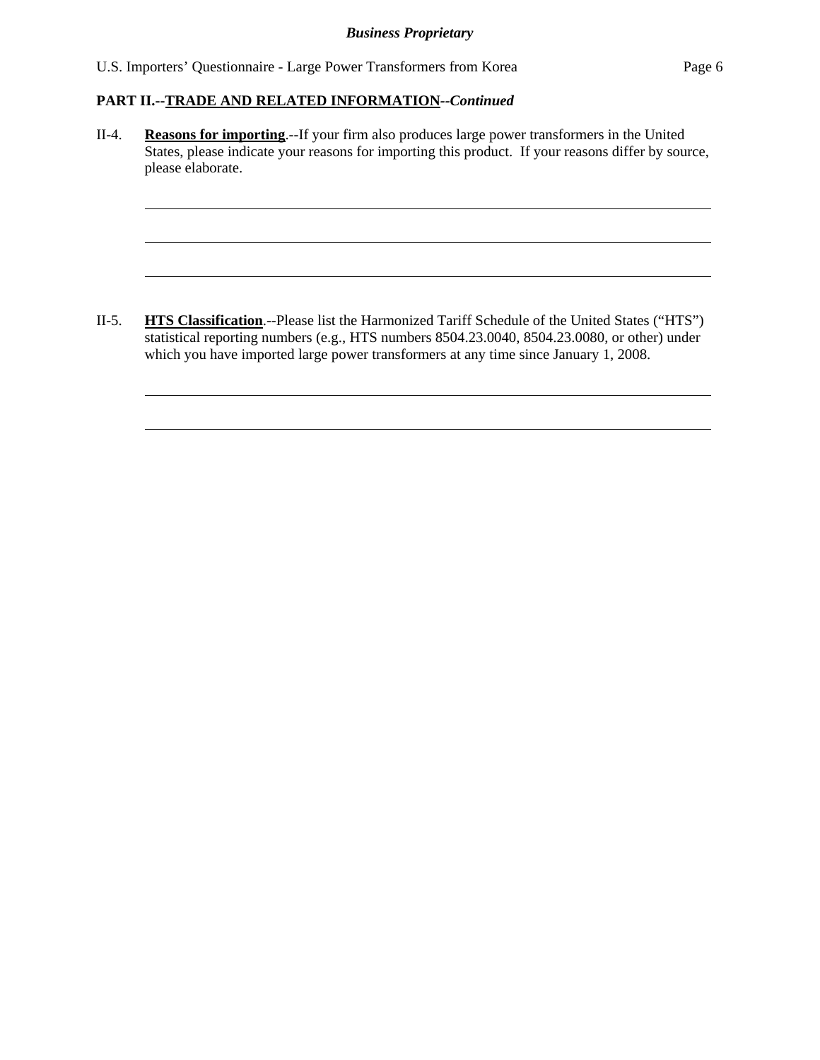**PART II.--TRADE AND RELATED INFORMATION--*Continued***

II-4. **Reasons for importing**.--If your firm also produces large power transformers in the United States, please indicate your reasons for importing this product. If your reasons differ by source, please elaborate.

______________________________________________________________________

______________________________________________________________________

______________________________________________________________________

II-5. **HTS Classification**.--Please list the Harmonized Tariff Schedule of the United States ("HTS") statistical reporting numbers (e.g., HTS numbers 8504.23.0040, 8504.23.0080, or other) under which you have imported large power transformers at any time since January 1, 2008.

______________________________________________________________________

______________________________________________________________________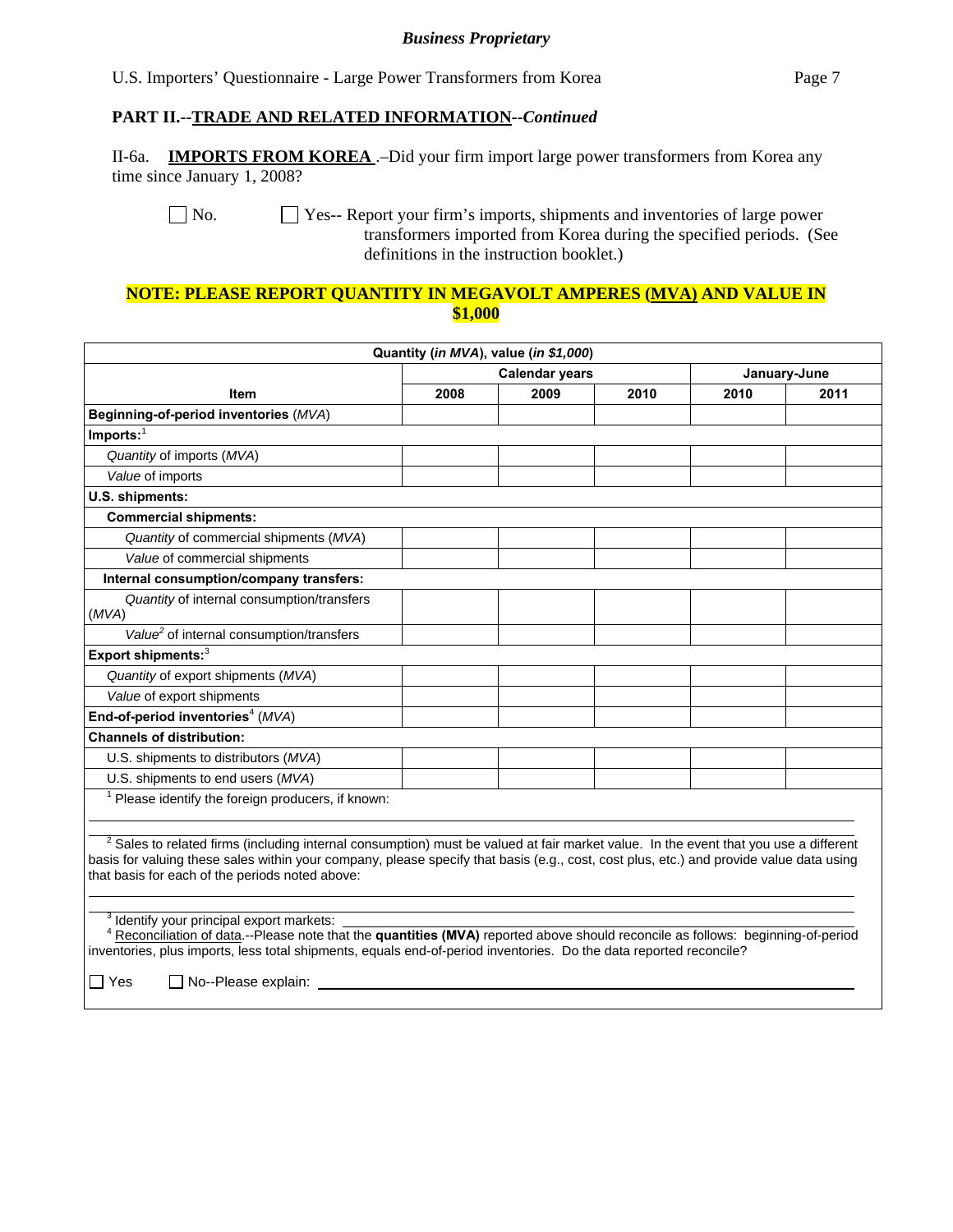*Business Proprietary*

U.S. Importers' Questionnaire - Large Power Transformers from Korea

## PART II.--TRADE AND RELATED INFORMATION--*Continued*

II-6a. **IMPORTS FROM KOREA** .–Did your firm import large power transformers from Korea any time since January 1, 2008?

☐ No. ☐ Yes-- Report your firm's imports, shipments and inventories of large power transformers imported from Korea during the specified periods. (See definitions in the instruction booklet.)

**NOTE: PLEASE REPORT QUANTITY IN MEGAVOLT AMPERES (MVA) AND VALUE IN $1,000**

| Quantity (*in MVA*), value (*in $1,000*) | | | | | |
|---|---|---|---|---|---|
| | Calendar years | | | January-June | |
| **Item** | **2008** | **2009** | **2010** | **2010** | **2011** |
| **Beginning-of-period inventories** (*MVA*) | | | | | |
| **Imports:**[1] | | | | | |
| *Quantity* of imports (*MVA*) | | | | | |
| *Value* of imports | | | | | |
| **U.S. shipments:** | | | | | |
| **Commercial shipments:** | | | | | |
| *Quantity* of commercial shipments (*MVA*) | | | | | |
| *Value* of commercial shipments | | | | | |
| **Internal consumption/company transfers:** | | | | | |
| *Quantity* of internal consumption/transfers (*MVA*) | | | | | |
| *Value*[2] of internal consumption/transfers | | | | | |
| **Export shipments:**[3] | | | | | |
| *Quantity* of export shipments (*MVA*) | | | | | |
| *Value* of export shipments | | | | | |
| **End-of-period inventories**[4] (*MVA*) | | | | | |
| **Channels of distribution:** | | | | | |
| U.S. shipments to distributors (*MVA*) | | | | | |
| U.S. shipments to end users (*MVA*) | | | | | |

[1] Please identify the foreign producers, if known: \_\_\_\_\_\_\_\_\_\_\_\_\_\_\_\_\_\_\_\_

[2] Sales to related firms (including internal consumption) must be valued at fair market value. In the event that you use a different basis for valuing these sales within your company, please specify that basis (e.g., cost, cost plus, etc.) and provide value data using that basis for each of the periods noted above: \_\_\_\_\_\_\_\_\_\_\_\_\_\_\_\_\_\_\_\_

[3] Identify your principal export markets: \_\_\_\_\_\_\_\_\_\_\_\_\_\_\_\_\_\_\_\_

[4] Reconciliation of data.--Please note that the **quantities (MVA)** reported above should reconcile as follows: beginning-of-period inventories, plus imports, less total shipments, equals end-of-period inventories. Do the data reported reconcile?

☐ Yes ☐ No--Please explain: \_\_\_\_\_\_\_\_\_\_\_\_\_\_\_\_\_\_\_\_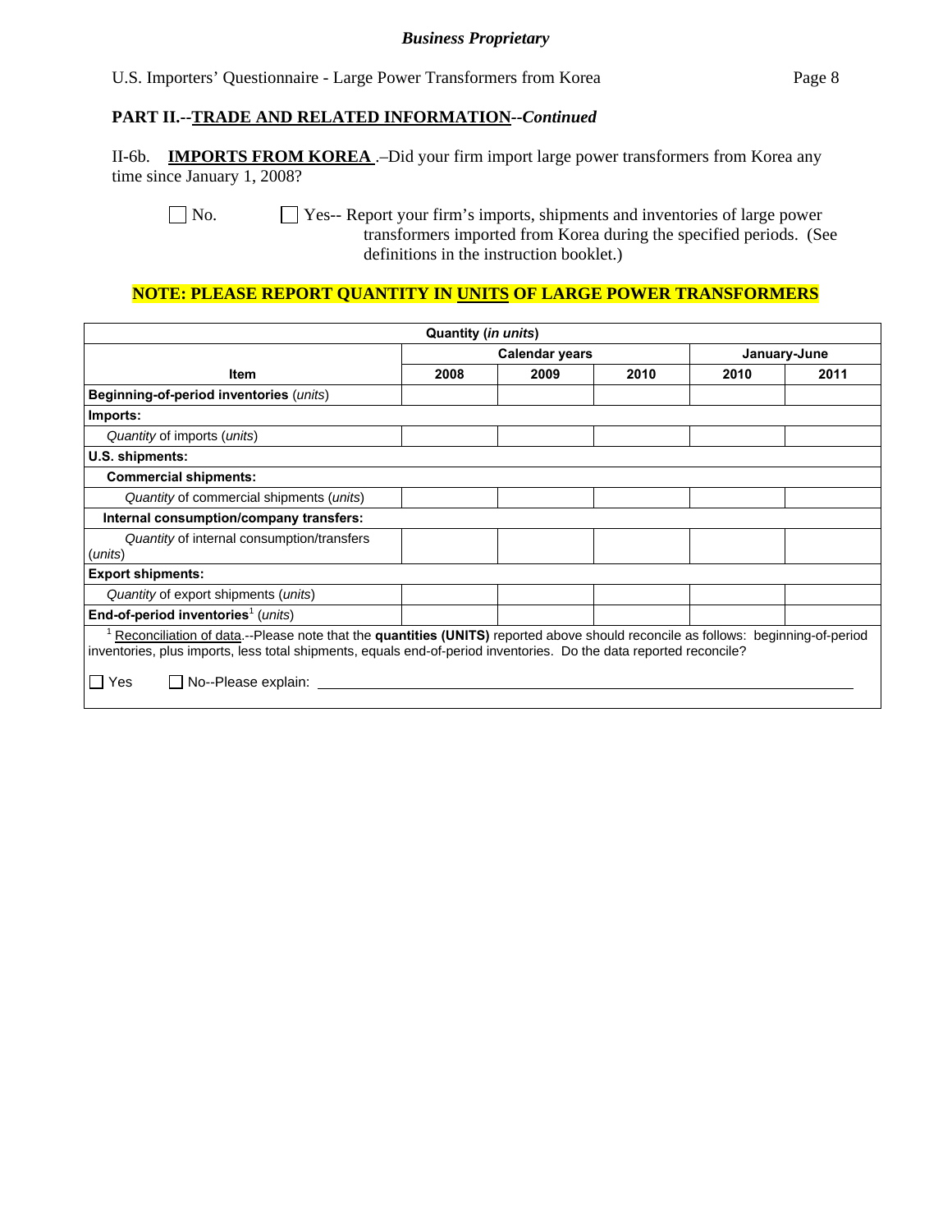*Business Proprietary*

U.S. Importers' Questionnaire - Large Power Transformers from Korea

**PART II.--TRADE AND RELATED INFORMATION--*Continued***

II-6b. **IMPORTS FROM KOREA** .–Did your firm import large power transformers from Korea any time since January 1, 2008?

☐ No. ☐ Yes-- Report your firm's imports, shipments and inventories of large power transformers imported from Korea during the specified periods. (See definitions in the instruction booklet.)

**NOTE: PLEASE REPORT QUANTITY IN UNITS OF LARGE POWER TRANSFORMERS**

| Quantity (*in units*) | | | | | |
|---|---|---|---|---|---|
| | Calendar years | | | January-June | |
| **Item** | **2008** | **2009** | **2010** | **2010** | **2011** |
| **Beginning-of-period inventories** (*units*) | | | | | |
| **Imports:** | | | | | |
| *Quantity* of imports (*units*) | | | | | |
| **U.S. shipments:** | | | | | |
| **Commercial shipments:** | | | | | |
| *Quantity* of commercial shipments (*units*) | | | | | |
| **Internal consumption/company transfers:** | | | | | |
| *Quantity* of internal consumption/transfers (*units*) | | | | | |
| **Export shipments:** | | | | | |
| *Quantity* of export shipments (*units*) | | | | | |
| **End-of-period inventories**[1] (*units*) | | | | | |

[1] Reconciliation of data.--Please note that the **quantities (UNITS)** reported above should reconcile as follows: beginning-of-period inventories, plus imports, less total shipments, equals end-of-period inventories. Do the data reported reconcile?

☐ Yes ☐ No--Please explain: ____________________________________________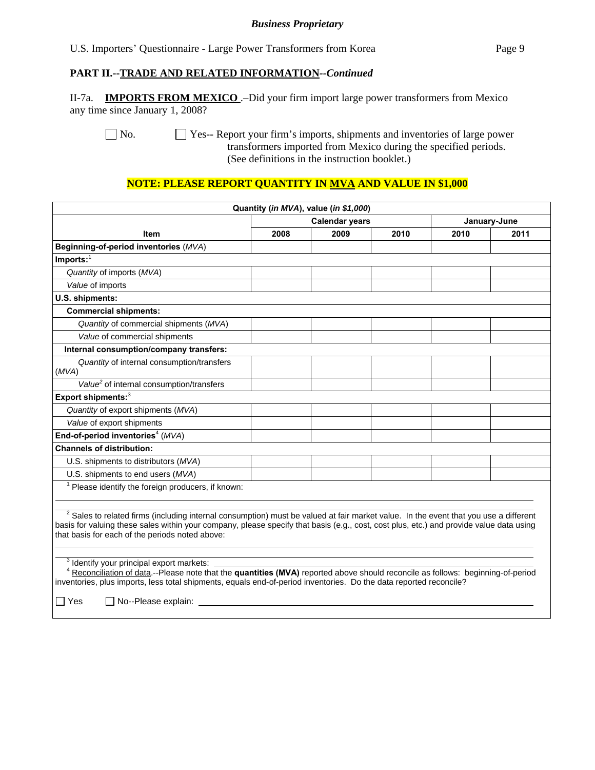*Business Proprietary*

U.S. Importers' Questionnaire - Large Power Transformers from Korea

## PART II.--TRADE AND RELATED INFORMATION--*Continued*

II-7a. **IMPORTS FROM MEXICO**.–Did your firm import large power transformers from Mexico any time since January 1, 2008?

☐ No. ☐ Yes-- Report your firm's imports, shipments and inventories of large power transformers imported from Mexico during the specified periods. (See definitions in the instruction booklet.)

**NOTE: PLEASE REPORT QUANTITY IN MVA AND VALUE IN $1,000**

| Quantity (*in MVA*), value (*in $1,000*) | | | | | |
|---|---|---|---|---|---|
| | Calendar years | | | January-June | |
| Item | 2008 | 2009 | 2010 | 2010 | 2011 |
| **Beginning-of-period inventories** (*MVA*) | | | | | |
| **Imports:**[1] | | | | | |
| *Quantity* of imports (*MVA*) | | | | | |
| *Value* of imports | | | | | |
| **U.S. shipments:** | | | | | |
| **Commercial shipments:** | | | | | |
| *Quantity* of commercial shipments (*MVA*) | | | | | |
| *Value* of commercial shipments | | | | | |
| **Internal consumption/company transfers:** | | | | | |
| *Quantity* of internal consumption/transfers (*MVA*) | | | | | |
| *Value*[2] of internal consumption/transfers | | | | | |
| **Export shipments:**[3] | | | | | |
| *Quantity* of export shipments (*MVA*) | | | | | |
| *Value* of export shipments | | | | | |
| **End-of-period inventories**[4] (*MVA*) | | | | | |
| **Channels of distribution:** | | | | | |
| U.S. shipments to distributors (*MVA*) | | | | | |
| U.S. shipments to end users (*MVA*) | | | | | |

[1] Please identify the foreign producers, if known: ______________________

[2] Sales to related firms (including internal consumption) must be valued at fair market value. In the event that you use a different basis for valuing these sales within your company, please specify that basis (e.g., cost, cost plus, etc.) and provide value data using that basis for each of the periods noted above: ______________________

[3] Identify your principal export markets: ______________________

[4] Reconciliation of data.--Please note that the **quantities (MVA)** reported above should reconcile as follows: beginning-of-period inventories, plus imports, less total shipments, equals end-of-period inventories. Do the data reported reconcile?

☐ Yes ☐ No--Please explain: ______________________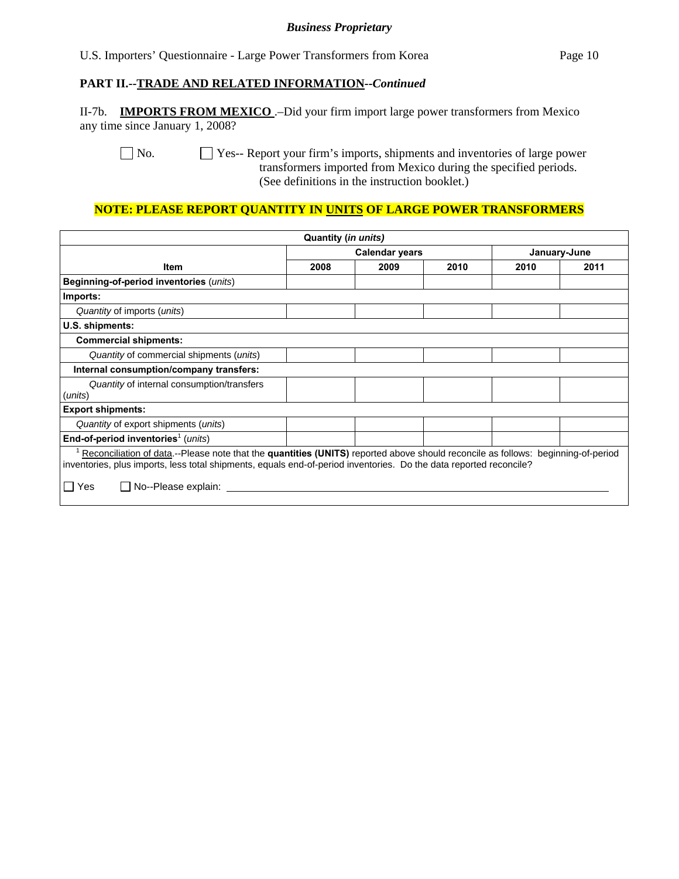**Business Proprietary**

U.S. Importers' Questionnaire - Large Power Transformers from Korea

**PART II.--TRADE AND RELATED INFORMATION--*Continued***

II-7b. **IMPORTS FROM MEXICO** .–Did your firm import large power transformers from Mexico any time since January 1, 2008?

☐ No. ☐ Yes-- Report your firm's imports, shipments and inventories of large power transformers imported from Mexico during the specified periods. (See definitions in the instruction booklet.)

**NOTE: PLEASE REPORT QUANTITY IN UNITS OF LARGE POWER TRANSFORMERS**

| Quantity (*in units)* | | | | | |
|---|---|---|---|---|---|
| | Calendar years | | | January-June | |
| Item | 2008 | 2009 | 2010 | 2010 | 2011 |
| **Beginning-of-period inventories** (*units*) | | | | | |
| **Imports:** | | | | | |
| *Quantity* of imports (*units*) | | | | | |
| **U.S. shipments:** | | | | | |
| **Commercial shipments:** | | | | | |
| *Quantity* of commercial shipments (*units*) | | | | | |
| **Internal consumption/company transfers:** | | | | | |
| *Quantity* of internal consumption/transfers (*units*) | | | | | |
| **Export shipments:** | | | | | |
| *Quantity* of export shipments (*units*) | | | | | |
| **End-of-period inventories**[1] (*units*) | | | | | |

[1] Reconciliation of data.--Please note that the **quantities (UNITS)** reported above should reconcile as follows: beginning-of-period inventories, plus imports, less total shipments, equals end-of-period inventories. Do the data reported reconcile?

☐ Yes ☐ No--Please explain: ______________________________________________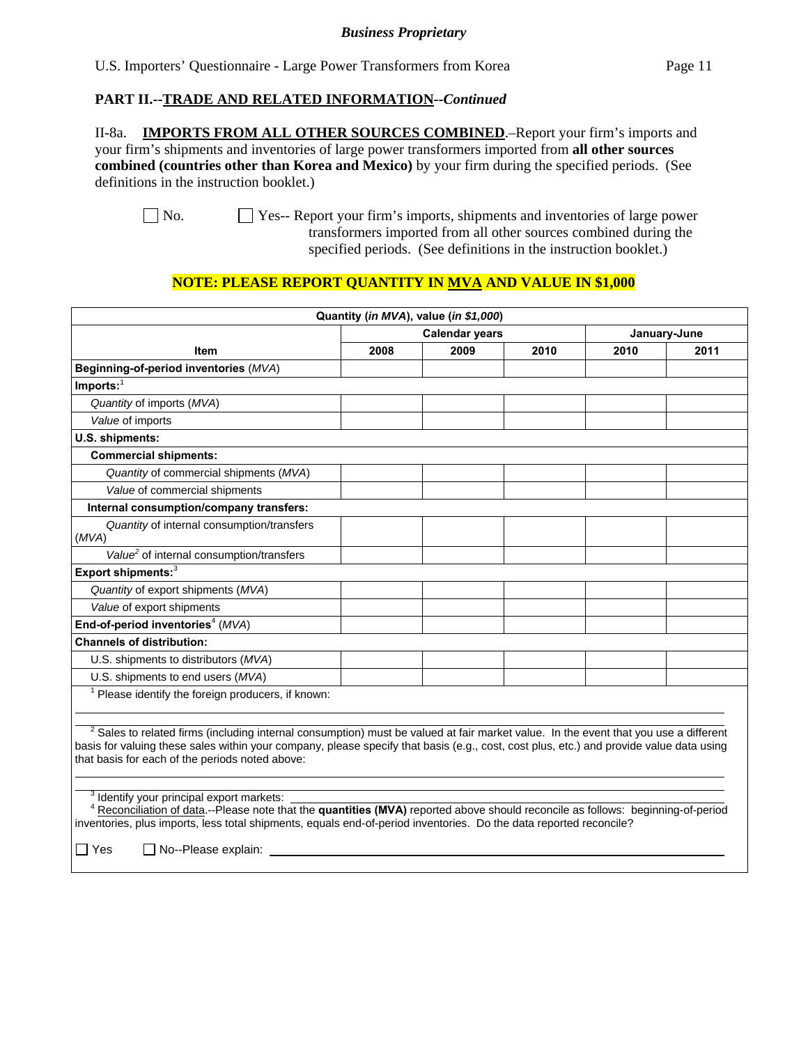*Business Proprietary*

U.S. Importers' Questionnaire - Large Power Transformers from Korea

## PART II.--TRADE AND RELATED INFORMATION--*Continued*

II-8a. **IMPORTS FROM ALL OTHER SOURCES COMBINED**.–Report your firm's imports and your firm's shipments and inventories of large power transformers imported from **all other sources combined (countries other than Korea and Mexico)** by your firm during the specified periods. (See definitions in the instruction booklet.)

☐ No. ☐ Yes-- Report your firm's imports, shipments and inventories of large power transformers imported from all other sources combined during the specified periods. (See definitions in the instruction booklet.)

**NOTE: PLEASE REPORT QUANTITY IN MVA AND VALUE IN $1,000**

| Quantity (*in MVA*), value (*in $1,000*) | | | | | |
|---|---|---|---|---|---|
| | Calendar years | | | January-June | |
| **Item** | **2008** | **2009** | **2010** | **2010** | **2011** |
| **Beginning-of-period inventories** (*MVA*) | | | | | |
| **Imports:**[1] | | | | | |
| *Quantity* of imports (*MVA*) | | | | | |
| *Value* of imports | | | | | |
| **U.S. shipments:** | | | | | |
| **Commercial shipments:** | | | | | |
| *Quantity* of commercial shipments (*MVA*) | | | | | |
| *Value* of commercial shipments | | | | | |
| **Internal consumption/company transfers:** | | | | | |
| *Quantity* of internal consumption/transfers (*MVA*) | | | | | |
| *Value*[2] of internal consumption/transfers | | | | | |
| **Export shipments:**[3] | | | | | |
| *Quantity* of export shipments (*MVA*) | | | | | |
| *Value* of export shipments | | | | | |
| **End-of-period inventories**[4] (*MVA*) | | | | | |
| **Channels of distribution:** | | | | | |
| U.S. shipments to distributors (*MVA*) | | | | | |
| U.S. shipments to end users (*MVA*) | | | | | |

[1] Please identify the foreign producers, if known: \_\_\_\_\_\_\_\_\_\_\_\_\_\_\_\_\_\_\_\_

[2] Sales to related firms (including internal consumption) must be valued at fair market value. In the event that you use a different basis for valuing these sales within your company, please specify that basis (e.g., cost, cost plus, etc.) and provide value data using that basis for each of the periods noted above: \_\_\_\_\_\_\_\_\_\_\_\_\_\_\_\_\_\_\_\_

[3] Identify your principal export markets: \_\_\_\_\_\_\_\_\_\_\_\_\_\_\_\_\_\_\_\_

[4] Reconciliation of data.--Please note that the **quantities (MVA)** reported above should reconcile as follows: beginning-of-period inventories, plus imports, less total shipments, equals end-of-period inventories. Do the data reported reconcile?

☐ Yes ☐ No--Please explain: \_\_\_\_\_\_\_\_\_\_\_\_\_\_\_\_\_\_\_\_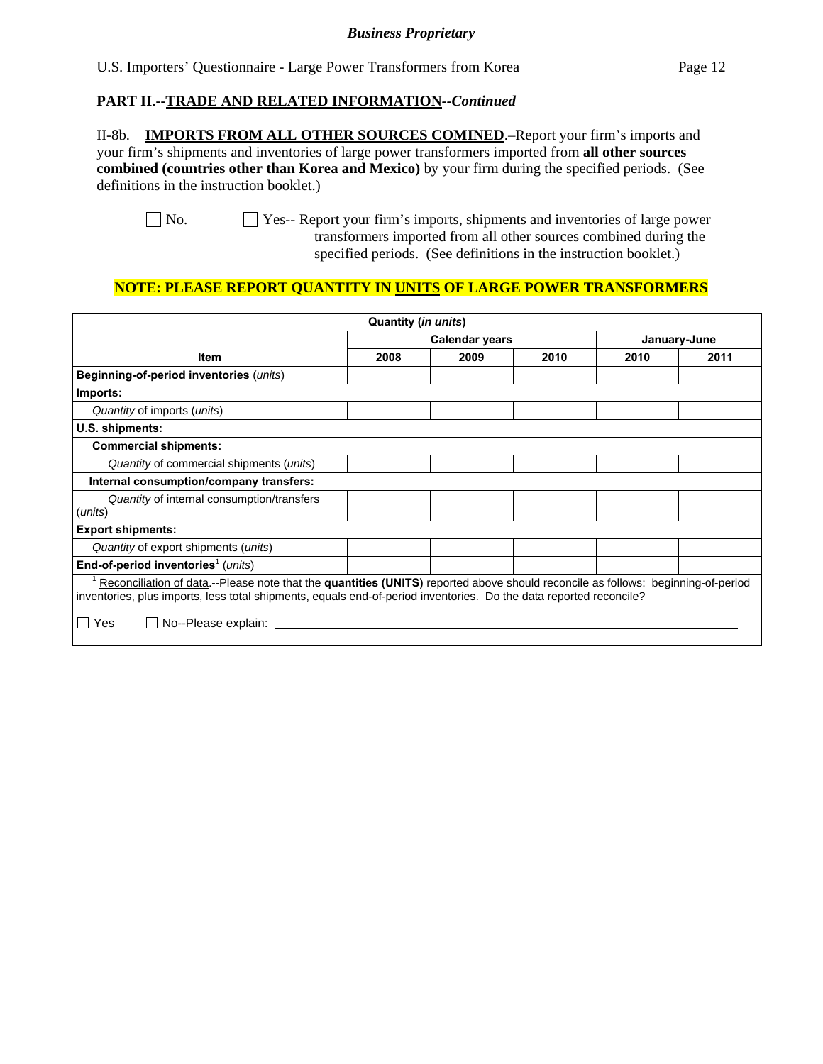## PART II.--TRADE AND RELATED INFORMATION--*Continued*

II-8b. **IMPORTS FROM ALL OTHER SOURCES COMINED**.–Report your firm's imports and your firm's shipments and inventories of large power transformers imported from **all other sources combined (countries other than Korea and Mexico)** by your firm during the specified periods. (See definitions in the instruction booklet.)

☐ No. ☐ Yes-- Report your firm's imports, shipments and inventories of large power transformers imported from all other sources combined during the specified periods. (See definitions in the instruction booklet.)

**NOTE: PLEASE REPORT QUANTITY IN UNITS OF LARGE POWER TRANSFORMERS**

| Quantity (*in units*) | | | | | |
|---|---|---|---|---|---|
| | Calendar years | | | January-June | |
| Item | 2008 | 2009 | 2010 | 2010 | 2011 |
| **Beginning-of-period inventories** (*units*) | | | | | |
| **Imports:** | | | | | |
| *Quantity* of imports (*units*) | | | | | |
| **U.S. shipments:** | | | | | |
| **Commercial shipments:** | | | | | |
| *Quantity* of commercial shipments (*units*) | | | | | |
| **Internal consumption/company transfers:** | | | | | |
| *Quantity* of internal consumption/transfers (*units*) | | | | | |
| **Export shipments:** | | | | | |
| *Quantity* of export shipments (*units*) | | | | | |
| **End-of-period inventories**[1] (*units*) | | | | | |

[1] Reconciliation of data.--Please note that the **quantities (UNITS)** reported above should reconcile as follows: beginning-of-period inventories, plus imports, less total shipments, equals end-of-period inventories. Do the data reported reconcile?

☐ Yes ☐ No--Please explain: ________________________________________________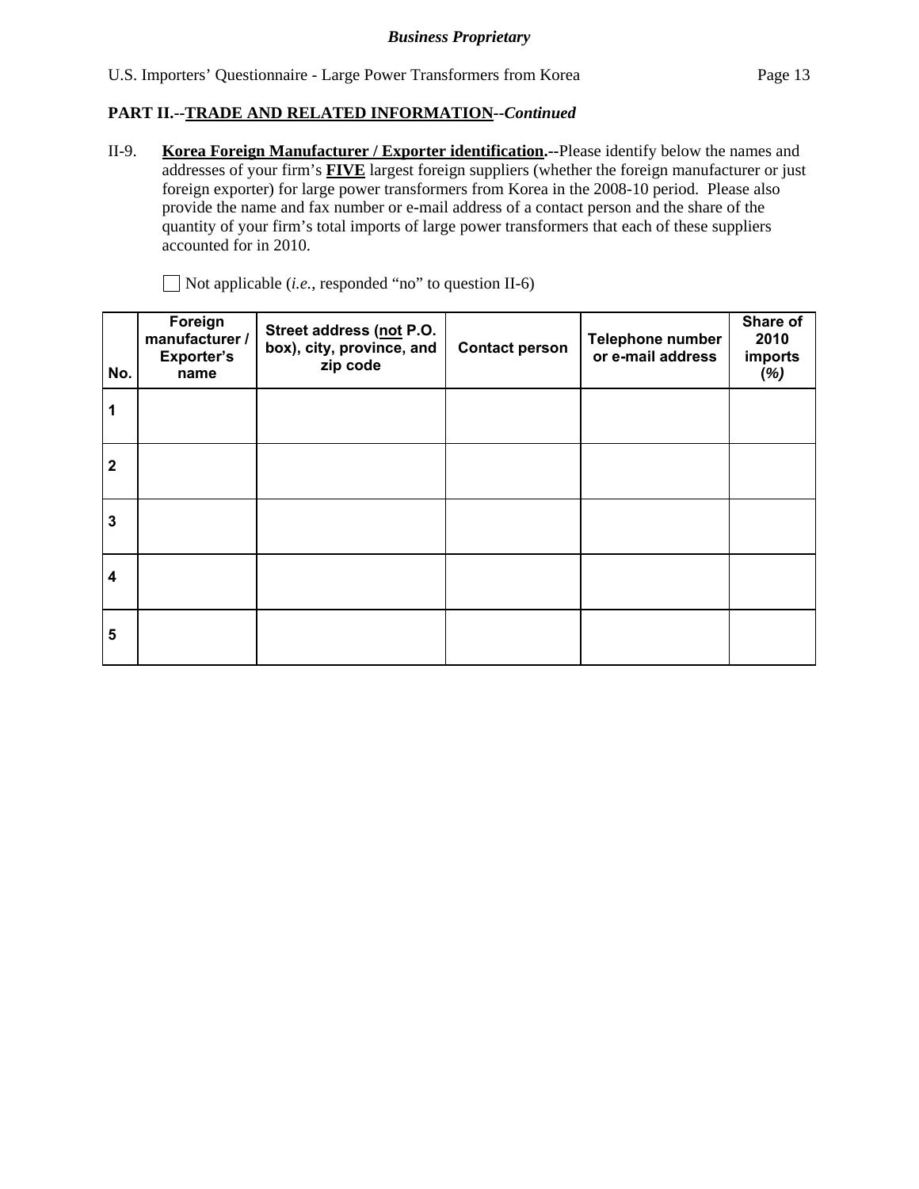**PART II.--TRADE AND RELATED INFORMATION--*Continued***

II-9. **Korea Foreign Manufacturer / Exporter identification.**--Please identify below the names and addresses of your firm's **FIVE** largest foreign suppliers (whether the foreign manufacturer or just foreign exporter) for large power transformers from Korea in the 2008-10 period. Please also provide the name and fax number or e-mail address of a contact person and the share of the quantity of your firm's total imports of large power transformers that each of these suppliers accounted for in 2010.

☐ Not applicable (*i.e.*, responded "no" to question II-6)

| No. | Foreign manufacturer / Exporter's name | Street address (not P.O. box), city, province, and zip code | Contact person | Telephone number or e-mail address | Share of 2010 imports (*%)* |
|---|---|---|---|---|---|
| 1 | | | | | |
| 2 | | | | | |
| 3 | | | | | |
| 4 | | | | | |
| 5 | | | | | |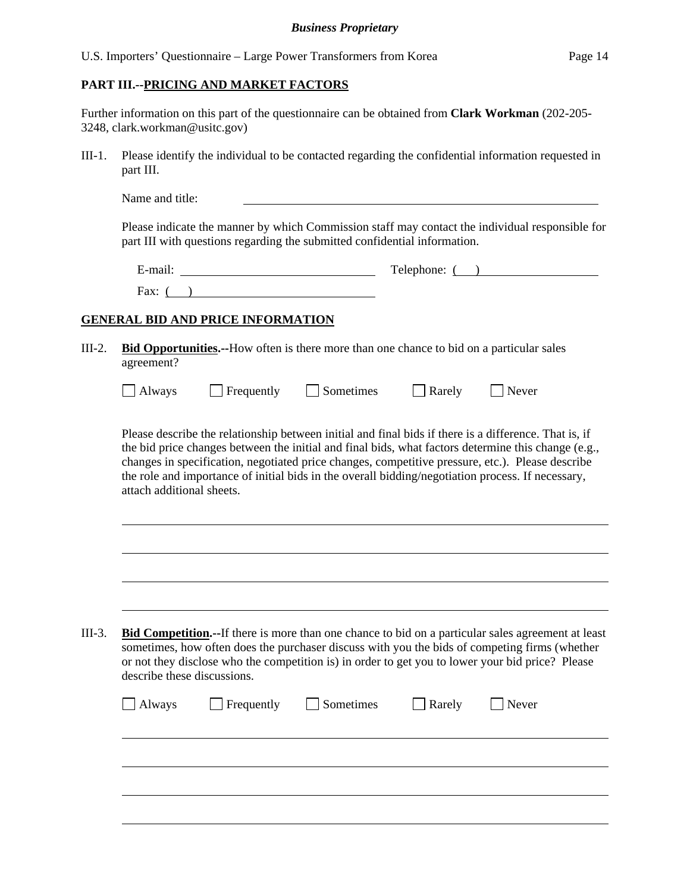## PART III.--PRICING AND MARKET FACTORS

Further information on this part of the questionnaire can be obtained from **Clark Workman** (202-205-3248, clark.workman@usitc.gov)

III-1. Please identify the individual to be contacted regarding the confidential information requested in part III.

Name and title: ______________________________

Please indicate the manner by which Commission staff may contact the individual responsible for part III with questions regarding the submitted confidential information.

E-mail: ______________________ Telephone: ( ) ______________________

Fax: ( ) ______________________

### GENERAL BID AND PRICE INFORMATION

III-2. **Bid Opportunities.--**How often is there more than one chance to bid on a particular sales agreement?

☐ Always ☐ Frequently ☐ Sometimes ☐ Rarely ☐ Never

Please describe the relationship between initial and final bids if there is a difference. That is, if the bid price changes between the initial and final bids, what factors determine this change (e.g., changes in specification, negotiated price changes, competitive pressure, etc.). Please describe the role and importance of initial bids in the overall bidding/negotiation process. If necessary, attach additional sheets.

______________________________

______________________________

______________________________

______________________________

III-3. **Bid Competition.--**If there is more than one chance to bid on a particular sales agreement at least sometimes, how often does the purchaser discuss with you the bids of competing firms (whether or not they disclose who the competition is) in order to get you to lower your bid price? Please describe these discussions.

☐ Always ☐ Frequently ☐ Sometimes ☐ Rarely ☐ Never

______________________________

______________________________

______________________________

______________________________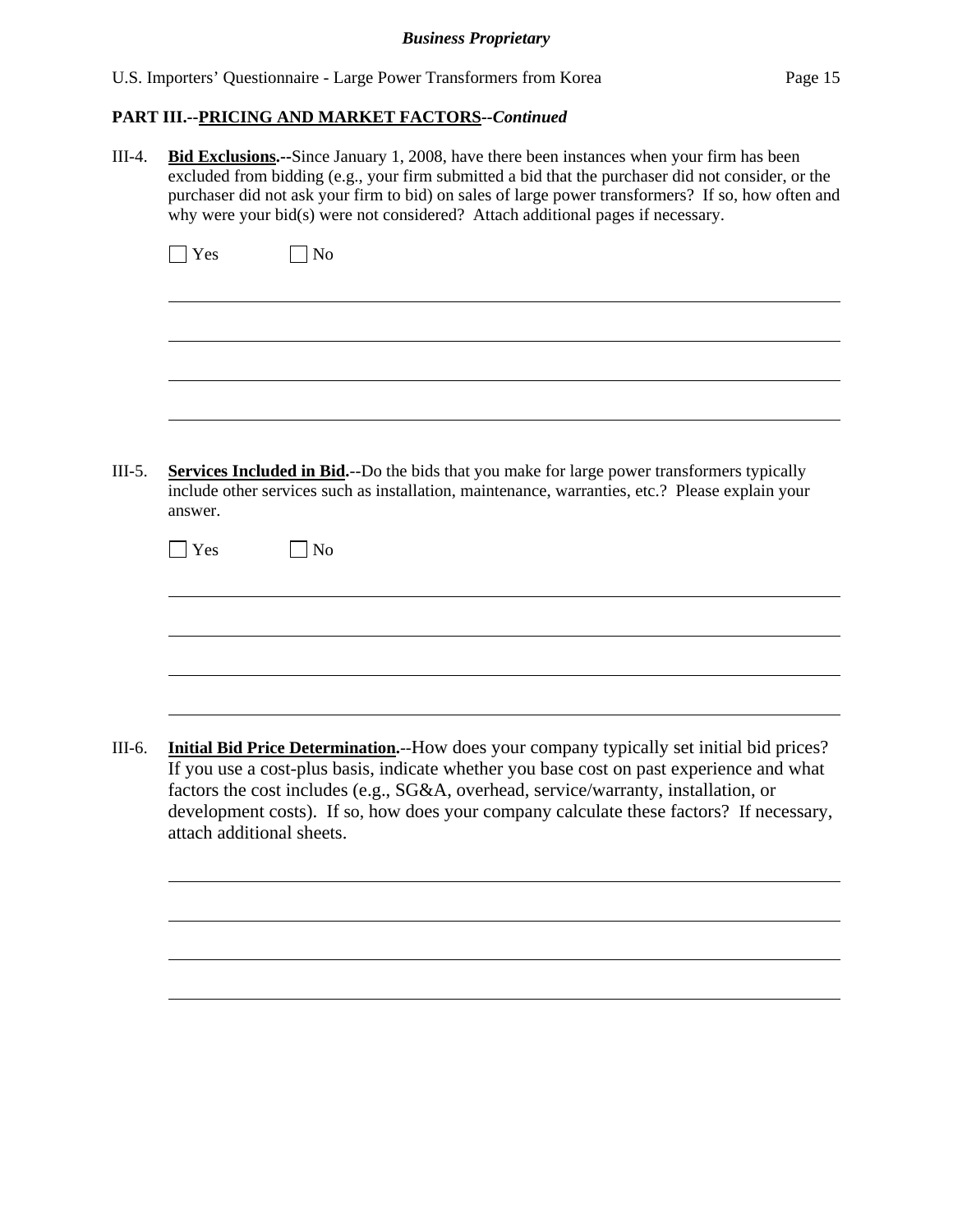**PART III.--PRICING AND MARKET FACTORS--*Continued***

III-4. **Bid Exclusions.**--Since January 1, 2008, have there been instances when your firm has been excluded from bidding (e.g., your firm submitted a bid that the purchaser did not consider, or the purchaser did not ask your firm to bid) on sales of large power transformers? If so, how often and why were your bid(s) were not considered? Attach additional pages if necessary.

☐ Yes ☐ No

______________________________________________________________________

______________________________________________________________________

______________________________________________________________________

______________________________________________________________________

III-5. **Services Included in Bid.**--Do the bids that you make for large power transformers typically include other services such as installation, maintenance, warranties, etc.? Please explain your answer.

☐ Yes ☐ No

______________________________________________________________________

______________________________________________________________________

______________________________________________________________________

______________________________________________________________________

III-6. **Initial Bid Price Determination.**--How does your company typically set initial bid prices? If you use a cost-plus basis, indicate whether you base cost on past experience and what factors the cost includes (e.g., SG&A, overhead, service/warranty, installation, or development costs). If so, how does your company calculate these factors? If necessary, attach additional sheets.

______________________________________________________________________

______________________________________________________________________

______________________________________________________________________

______________________________________________________________________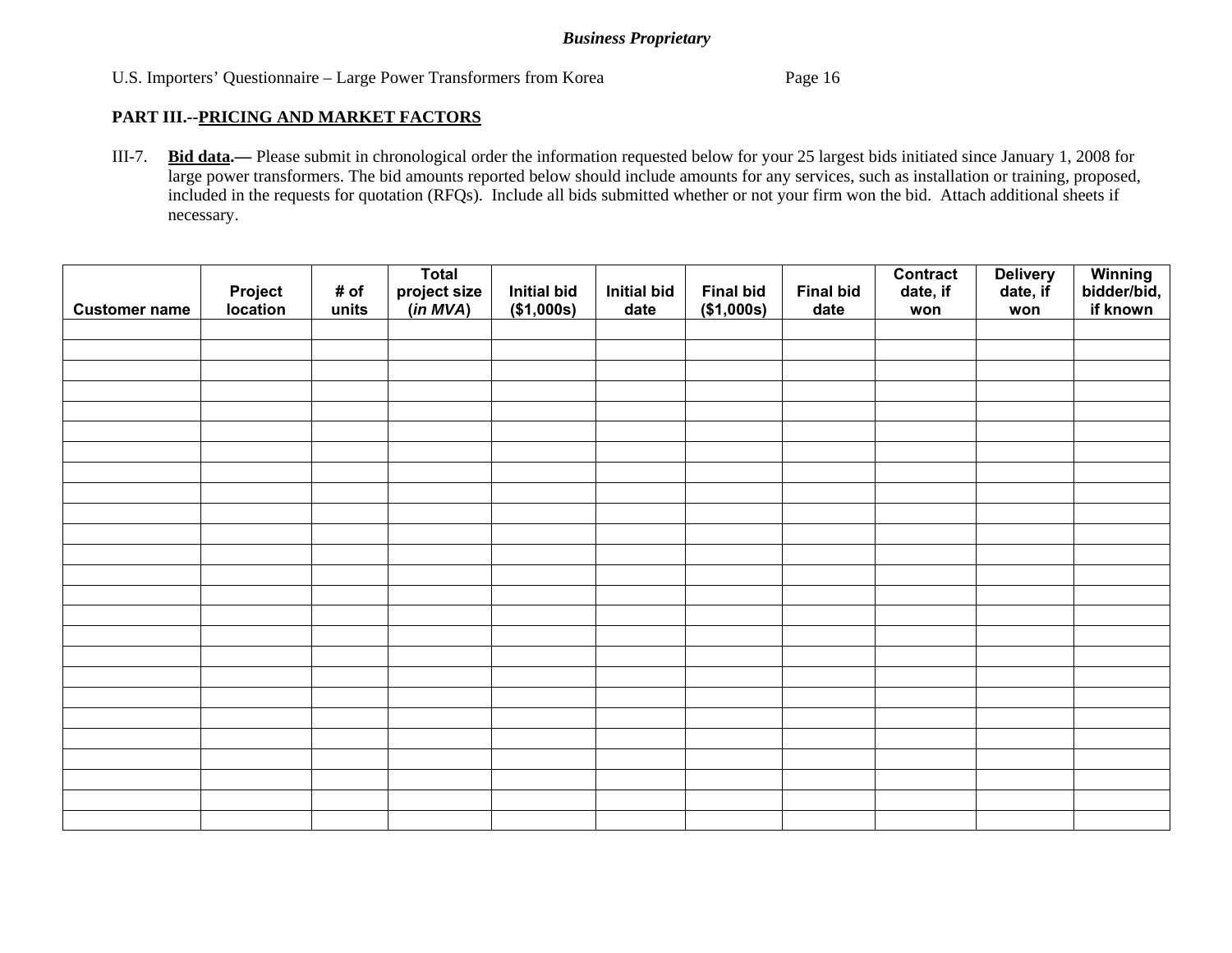**PART III.--PRICING AND MARKET FACTORS**

III-7. **Bid data.—** Please submit in chronological order the information requested below for your 25 largest bids initiated since January 1, 2008 for large power transformers. The bid amounts reported below should include amounts for any services, such as installation or training, proposed, included in the requests for quotation (RFQs). Include all bids submitted whether or not your firm won the bid. Attach additional sheets if necessary.

| Customer name | Project location | # of units | Total project size (*in MVA*) | Initial bid ($1,000s) | Initial bid date | Final bid ($1,000s) | Final bid date | Contract date, if won | Delivery date, if won | Winning bidder/bid, if known |
|---|---|---|---|---|---|---|---|---|---|---|
| | | | | | | | | | | |
| | | | | | | | | | | |
| | | | | | | | | | | |
| | | | | | | | | | | |
| | | | | | | | | | | |
| | | | | | | | | | | |
| | | | | | | | | | | |
| | | | | | | | | | | |
| | | | | | | | | | | |
| | | | | | | | | | | |
| | | | | | | | | | | |
| | | | | | | | | | | |
| | | | | | | | | | | |
| | | | | | | | | | | |
| | | | | | | | | | | |
| | | | | | | | | | | |
| | | | | | | | | | | |
| | | | | | | | | | | |
| | | | | | | | | | | |
| | | | | | | | | | | |
| | | | | | | | | | | |
| | | | | | | | | | | |
| | | | | | | | | | | |
| | | | | | | | | | | |
| | | | | | | | | | | |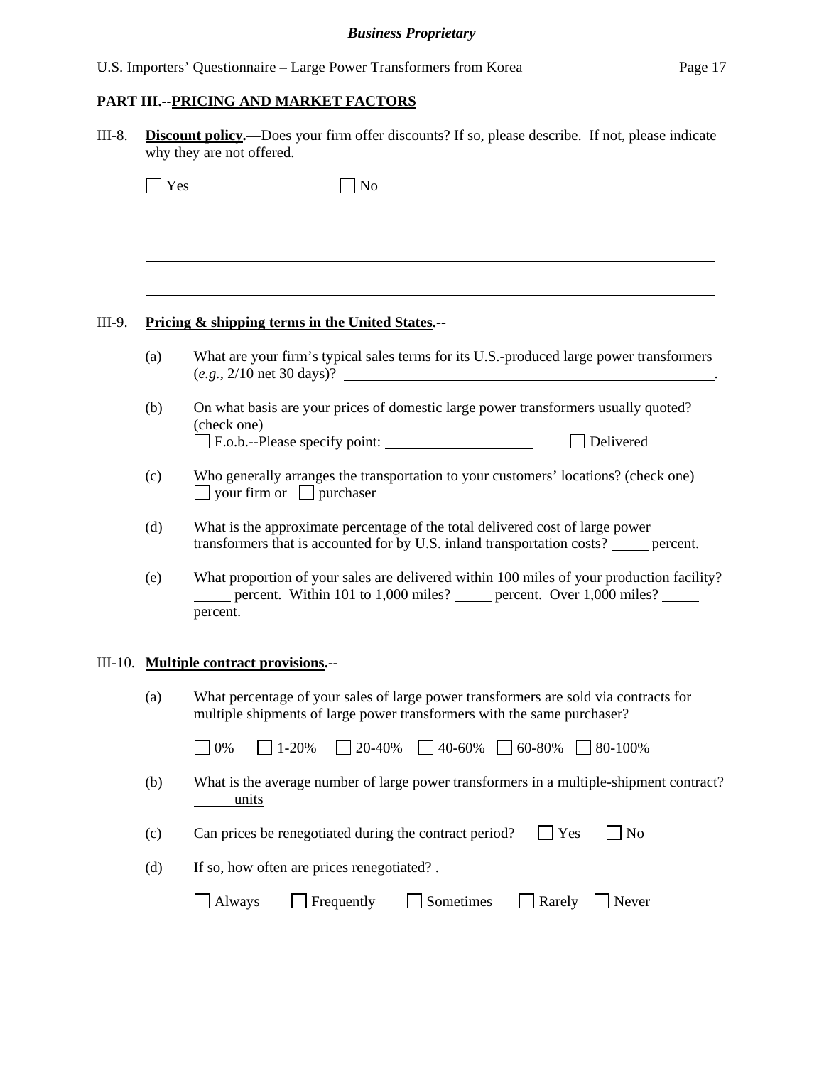## PART III.--PRICING AND MARKET FACTORS

III-8. **Discount policy.—**Does your firm offer discounts? If so, please describe. If not, please indicate why they are not offered.

☐ Yes ☐ No

______________________________________________________________________________

______________________________________________________________________________

______________________________________________________________________________

III-9. **Pricing & shipping terms in the United States.--**

(a) What are your firm's typical sales terms for its U.S.-produced large power transformers (*e.g.*, 2/10 net 30 days)? ______________________________.

(b) On what basis are your prices of domestic large power transformers usually quoted? (check one)
☐ F.o.b.--Please specify point: ____________________ ☐ Delivered

(c) Who generally arranges the transportation to your customers' locations? (check one)
☐ your firm or ☐ purchaser

(d) What is the approximate percentage of the total delivered cost of large power transformers that is accounted for by U.S. inland transportation costs? _____ percent.

(e) What proportion of your sales are delivered within 100 miles of your production facility? _____ percent. Within 101 to 1,000 miles? _____ percent. Over 1,000 miles? _____ percent.

III-10. **Multiple contract provisions.--**

(a) What percentage of your sales of large power transformers are sold via contracts for multiple shipments of large power transformers with the same purchaser?

☐ 0% ☐ 1-20% ☐ 20-40% ☐ 40-60% ☐ 60-80% ☐ 80-100%

(b) What is the average number of large power transformers in a multiple-shipment contract? _____ units

(c) Can prices be renegotiated during the contract period? ☐ Yes ☐ No

(d) If so, how often are prices renegotiated? .

☐ Always ☐ Frequently ☐ Sometimes ☐ Rarely ☐ Never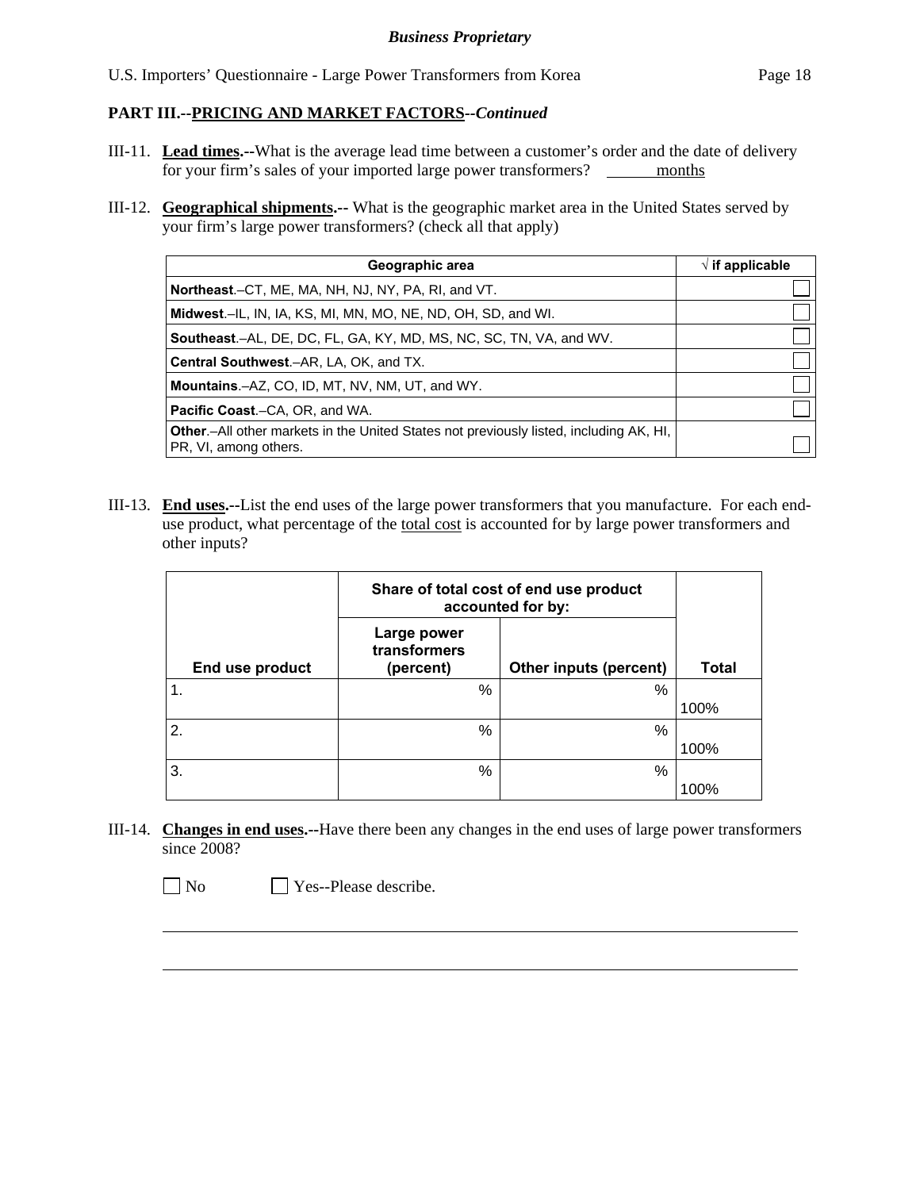**PART III.--PRICING AND MARKET FACTORS--*Continued***

III-11. **Lead times.--**What is the average lead time between a customer's order and the date of delivery for your firm's sales of your imported large power transformers? ______ months

III-12. **Geographical shipments.--** What is the geographic market area in the United States served by your firm's large power transformers? (check all that apply)

| Geographic area | √ if applicable |
|---|---|
| **Northeast**.–CT, ME, MA, NH, NJ, NY, PA, RI, and VT. | ☐ |
| **Midwest**.–IL, IN, IA, KS, MI, MN, MO, NE, ND, OH, SD, and WI. | ☐ |
| **Southeast**.–AL, DE, DC, FL, GA, KY, MD, MS, NC, SC, TN, VA, and WV. | ☐ |
| **Central Southwest**.–AR, LA, OK, and TX. | ☐ |
| **Mountains**.–AZ, CO, ID, MT, NV, NM, UT, and WY. | ☐ |
| **Pacific Coast**.–CA, OR, and WA. | ☐ |
| **Other**.–All other markets in the United States not previously listed, including AK, HI, PR, VI, among others. | ☐ |

III-13. **End uses.--**List the end uses of the large power transformers that you manufacture. For each end-use product, what percentage of the total cost is accounted for by large power transformers and other inputs?

| End use product | Share of total cost of end use product accounted for by: | | Total |
|---|---|---|---|
| | Large power transformers (percent) | Other inputs (percent) | |
| 1. | % | % | 100% |
| 2. | % | % | 100% |
| 3. | % | % | 100% |

III-14. **Changes in end uses.--**Have there been any changes in the end uses of large power transformers since 2008?

☐ No ☐ Yes--Please describe.

______________________________________________________________________

______________________________________________________________________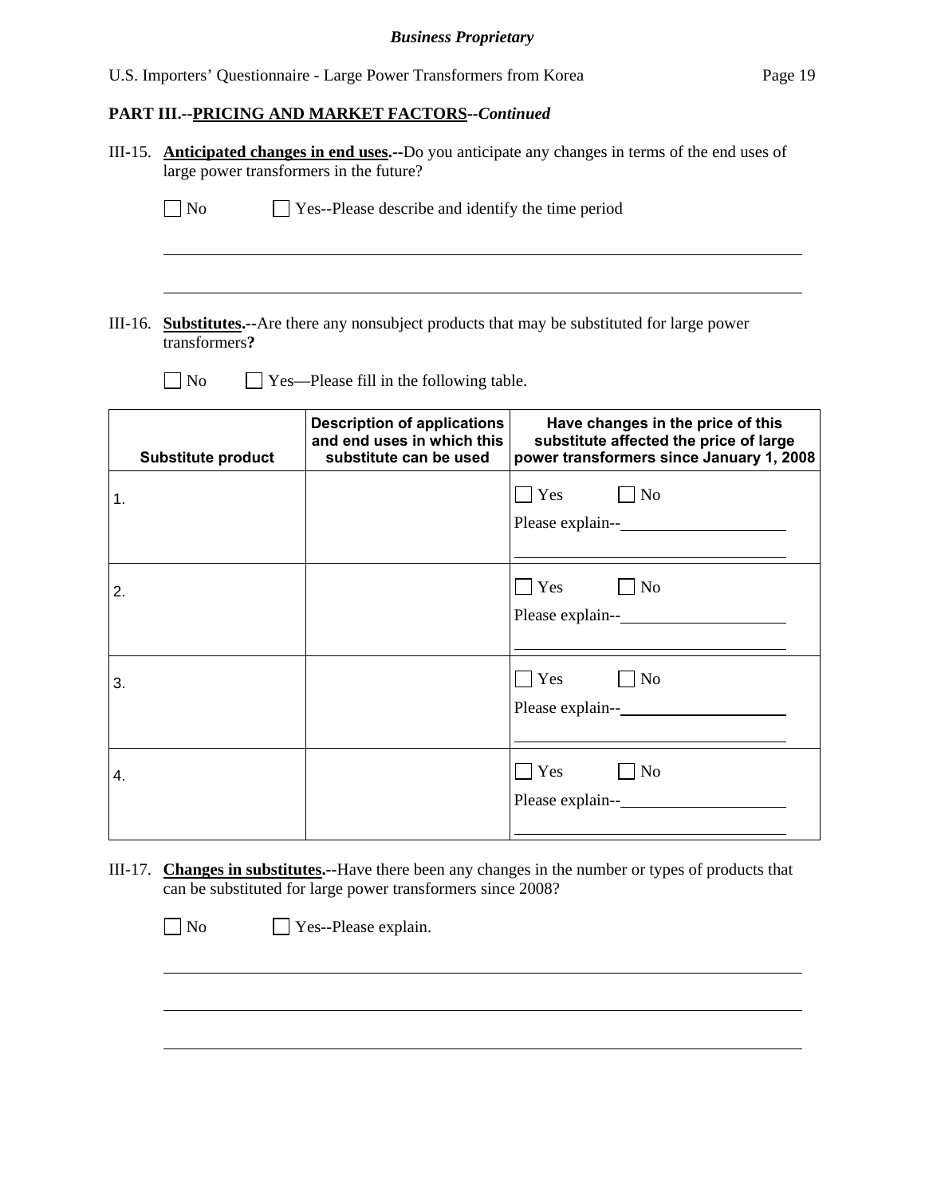## PART III.--PRICING AND MARKET FACTORS--*Continued*

III-15. **Anticipated changes in end uses.--**Do you anticipate any changes in terms of the end uses of large power transformers in the future?

☐ No ☐ Yes--Please describe and identify the time period

III-16. **Substitutes.--**Are there any nonsubject products that may be substituted for large power transformers**?**

☐ No ☐ Yes—Please fill in the following table.

| Substitute product | Description of applications and end uses in which this substitute can be used | Have changes in the price of this substitute affected the price of large power transformers since January 1, 2008 |
|---|---|---|
| 1. | | ☐ Yes ☐ No<br>Please explain-- |
| 2. | | ☐ Yes ☐ No<br>Please explain-- |
| 3. | | ☐ Yes ☐ No<br>Please explain-- |
| 4. | | ☐ Yes ☐ No<br>Please explain-- |

III-17. **Changes in substitutes.--**Have there been any changes in the number or types of products that can be substituted for large power transformers since 2008?

☐ No ☐ Yes--Please explain.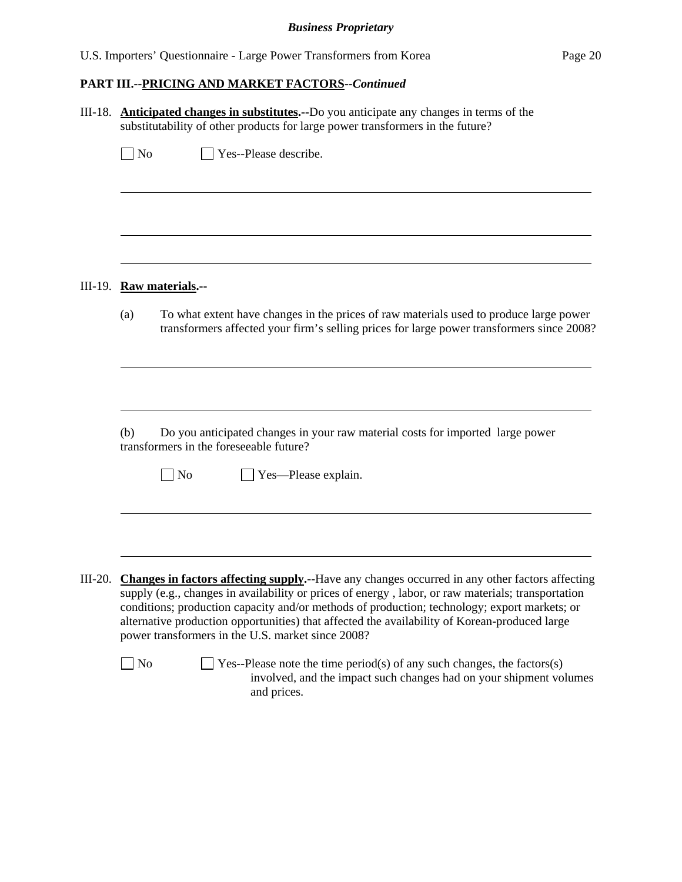**PART III.--PRICING AND MARKET FACTORS--*Continued***

III-18. **Anticipated changes in substitutes.--**Do you anticipate any changes in terms of the substitutability of other products for large power transformers in the future?

☐ No ☐ Yes--Please describe.

III-19. **Raw materials.--**

(a) To what extent have changes in the prices of raw materials used to produce large power transformers affected your firm's selling prices for large power transformers since 2008?

(b) Do you anticipated changes in your raw material costs for imported large power transformers in the foreseeable future?

☐ No ☐ Yes—Please explain.

III-20. **Changes in factors affecting supply.--**Have any changes occurred in any other factors affecting supply (e.g., changes in availability or prices of energy , labor, or raw materials; transportation conditions; production capacity and/or methods of production; technology; export markets; or alternative production opportunities) that affected the availability of Korean-produced large power transformers in the U.S. market since 2008?

☐ No ☐ Yes--Please note the time period(s) of any such changes, the factors(s) involved, and the impact such changes had on your shipment volumes and prices.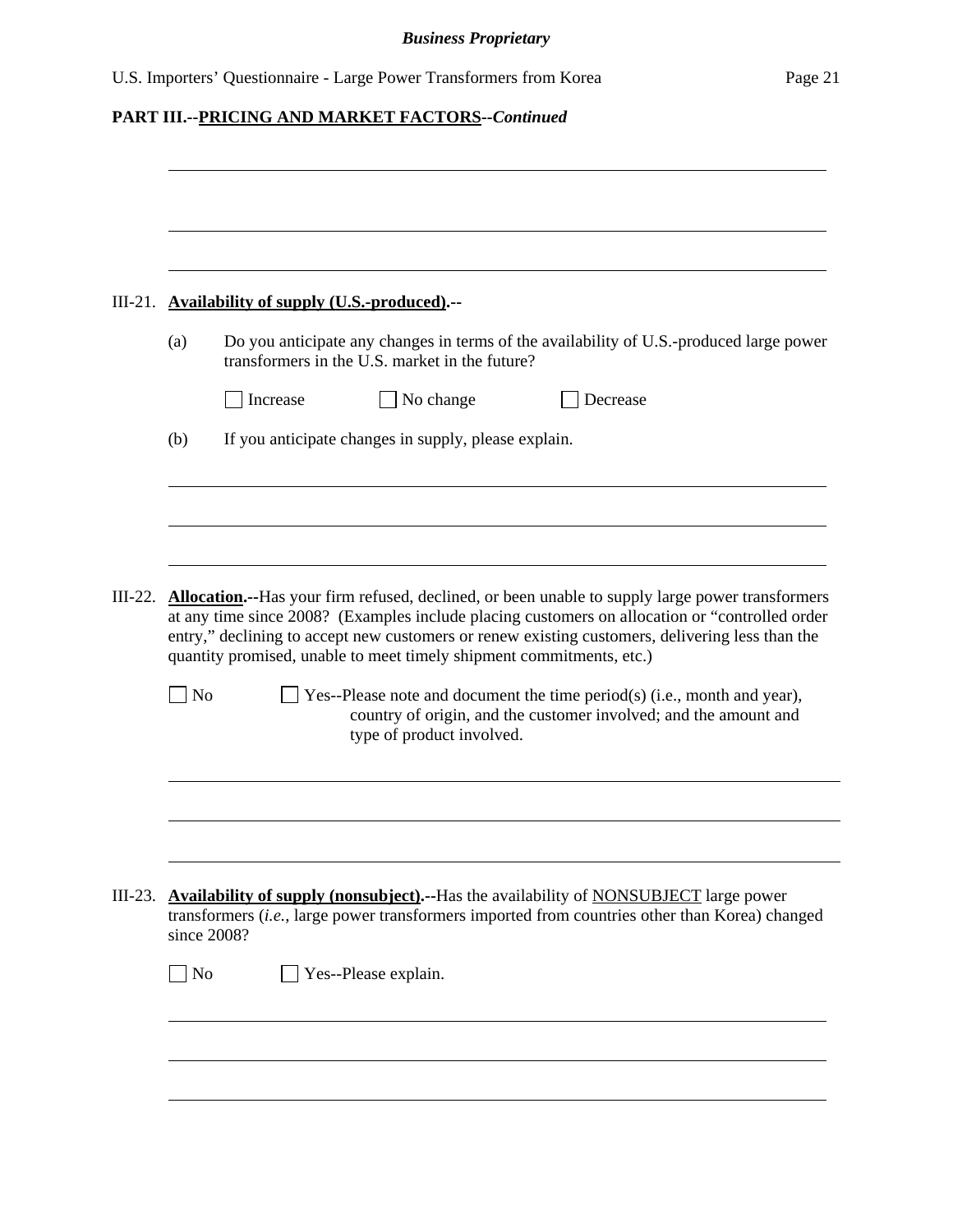*Business Proprietary*

## PART III.--PRICING AND MARKET FACTORS--*Continued*

**III-21. Availability of supply (U.S.-produced).--**

(a) Do you anticipate any changes in terms of the availability of U.S.-produced large power transformers in the U.S. market in the future?

☐ Increase ☐ No change ☐ Decrease

(b) If you anticipate changes in supply, please explain.

**III-22. Allocation.--**Has your firm refused, declined, or been unable to supply large power transformers at any time since 2008? (Examples include placing customers on allocation or "controlled order entry," declining to accept new customers or renew existing customers, delivering less than the quantity promised, unable to meet timely shipment commitments, etc.)

☐ No ☐ Yes--Please note and document the time period(s) (i.e., month and year), country of origin, and the customer involved; and the amount and type of product involved.

**III-23. Availability of supply (nonsubject).--**Has the availability of NONSUBJECT large power transformers (*i.e.*, large power transformers imported from countries other than Korea) changed since 2008?

☐ No ☐ Yes--Please explain.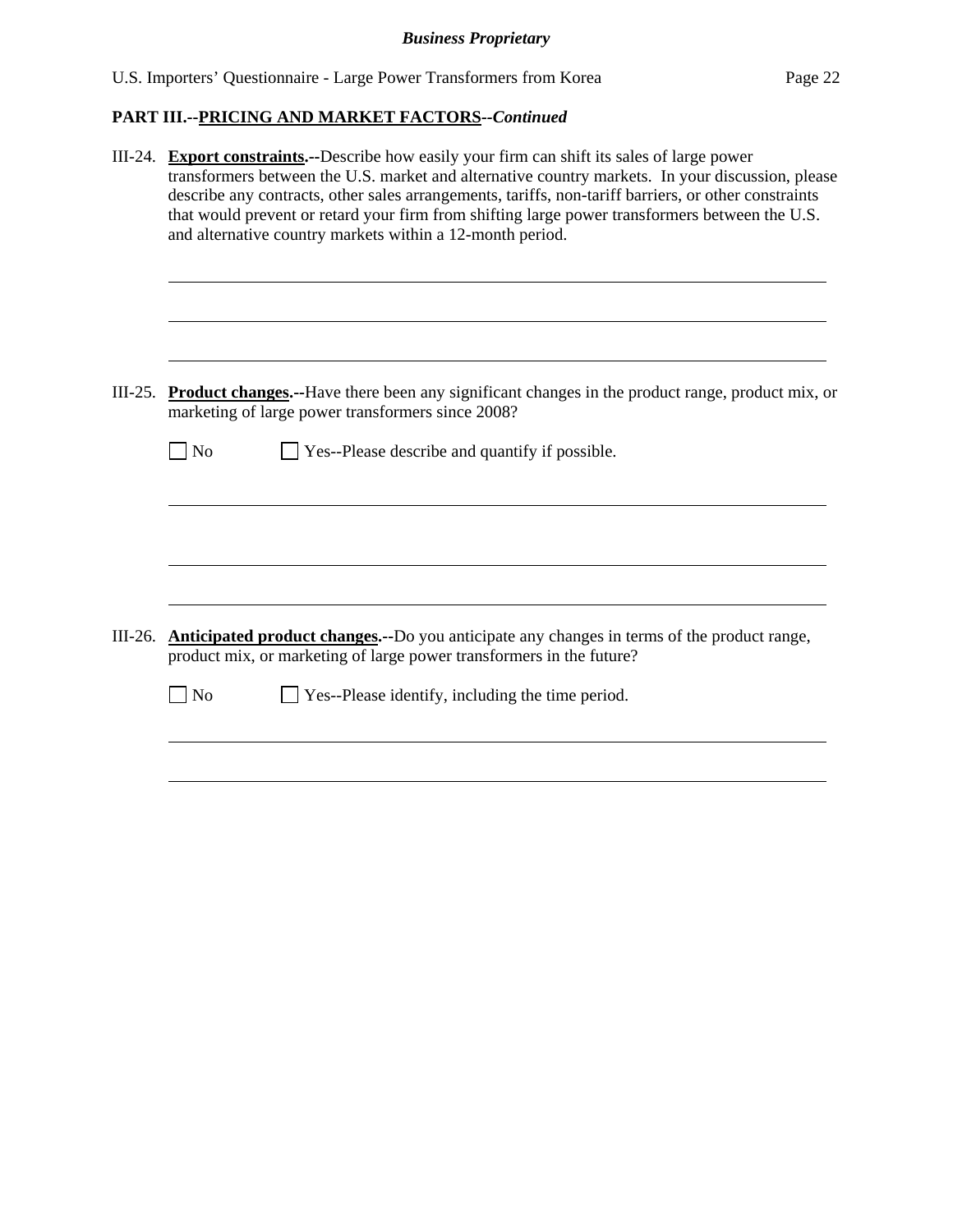## PART III.--PRICING AND MARKET FACTORS--*Continued*

III-24. **Export constraints.--**Describe how easily your firm can shift its sales of large power transformers between the U.S. market and alternative country markets. In your discussion, please describe any contracts, other sales arrangements, tariffs, non-tariff barriers, or other constraints that would prevent or retard your firm from shifting large power transformers between the U.S. and alternative country markets within a 12-month period.

______________________________________________________________________________

______________________________________________________________________________

______________________________________________________________________________

III-25. **Product changes.--**Have there been any significant changes in the product range, product mix, or marketing of large power transformers since 2008?

☐ No ☐ Yes--Please describe and quantify if possible.

______________________________________________________________________________

______________________________________________________________________________

______________________________________________________________________________

III-26. **Anticipated product changes.--**Do you anticipate any changes in terms of the product range, product mix, or marketing of large power transformers in the future?

☐ No ☐ Yes--Please identify, including the time period.

______________________________________________________________________________

______________________________________________________________________________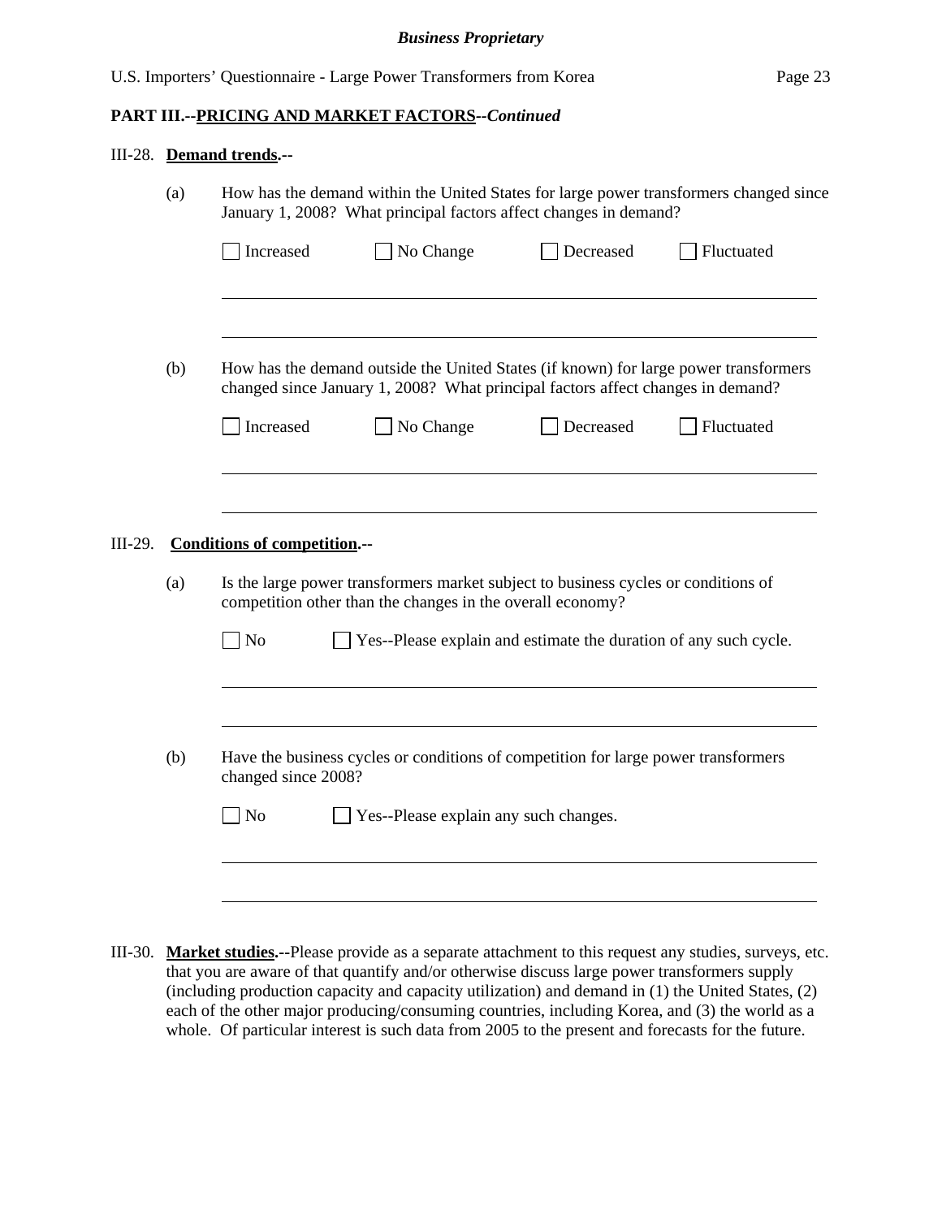**PART III.--PRICING AND MARKET FACTORS--*Continued***

III-28. **Demand trends.--**

(a) How has the demand within the United States for large power transformers changed since January 1, 2008? What principal factors affect changes in demand?

☐ Increased ☐ No Change ☐ Decreased ☐ Fluctuated

______________________________________________________________________

______________________________________________________________________

(b) How has the demand outside the United States (if known) for large power transformers changed since January 1, 2008? What principal factors affect changes in demand?

☐ Increased ☐ No Change ☐ Decreased ☐ Fluctuated

______________________________________________________________________

______________________________________________________________________

III-29. **Conditions of competition.--**

(a) Is the large power transformers market subject to business cycles or conditions of competition other than the changes in the overall economy?

☐ No ☐ Yes--Please explain and estimate the duration of any such cycle.

______________________________________________________________________

______________________________________________________________________

(b) Have the business cycles or conditions of competition for large power transformers changed since 2008?

☐ No ☐ Yes--Please explain any such changes.

______________________________________________________________________

______________________________________________________________________

III-30. **Market studies.--**Please provide as a separate attachment to this request any studies, surveys, etc. that you are aware of that quantify and/or otherwise discuss large power transformers supply (including production capacity and capacity utilization) and demand in (1) the United States, (2) each of the other major producing/consuming countries, including Korea, and (3) the world as a whole. Of particular interest is such data from 2005 to the present and forecasts for the future.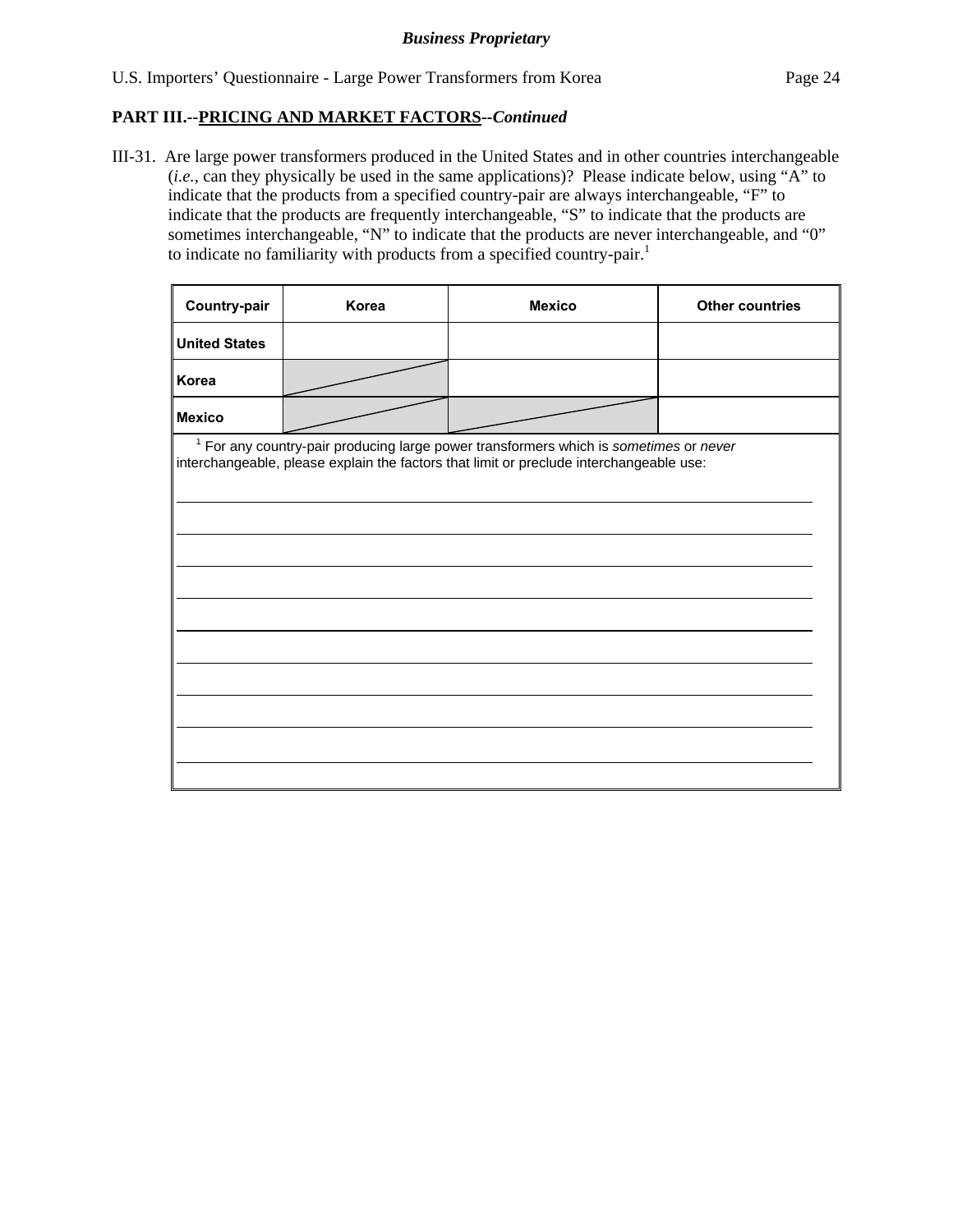**PART III.--PRICING AND MARKET FACTORS--*Continued***

III-31. Are large power transformers produced in the United States and in other countries interchangeable (*i.e.*, can they physically be used in the same applications)? Please indicate below, using "A" to indicate that the products from a specified country-pair are always interchangeable, "F" to indicate that the products are frequently interchangeable, "S" to indicate that the products are sometimes interchangeable, "N" to indicate that the products are never interchangeable, and "0" to indicate no familiarity with products from a specified country-pair.[1]

| Country-pair | Korea | Mexico | Other countries |
|---|---|---|---|
| United States | | | |
| Korea | | | |
| Mexico | | | |

[1] For any country-pair producing large power transformers which is *sometimes* or *never* interchangeable, please explain the factors that limit or preclude interchangeable use:

_______________________________________________

_______________________________________________

_______________________________________________

_______________________________________________

_______________________________________________

_______________________________________________

_______________________________________________

_______________________________________________

_______________________________________________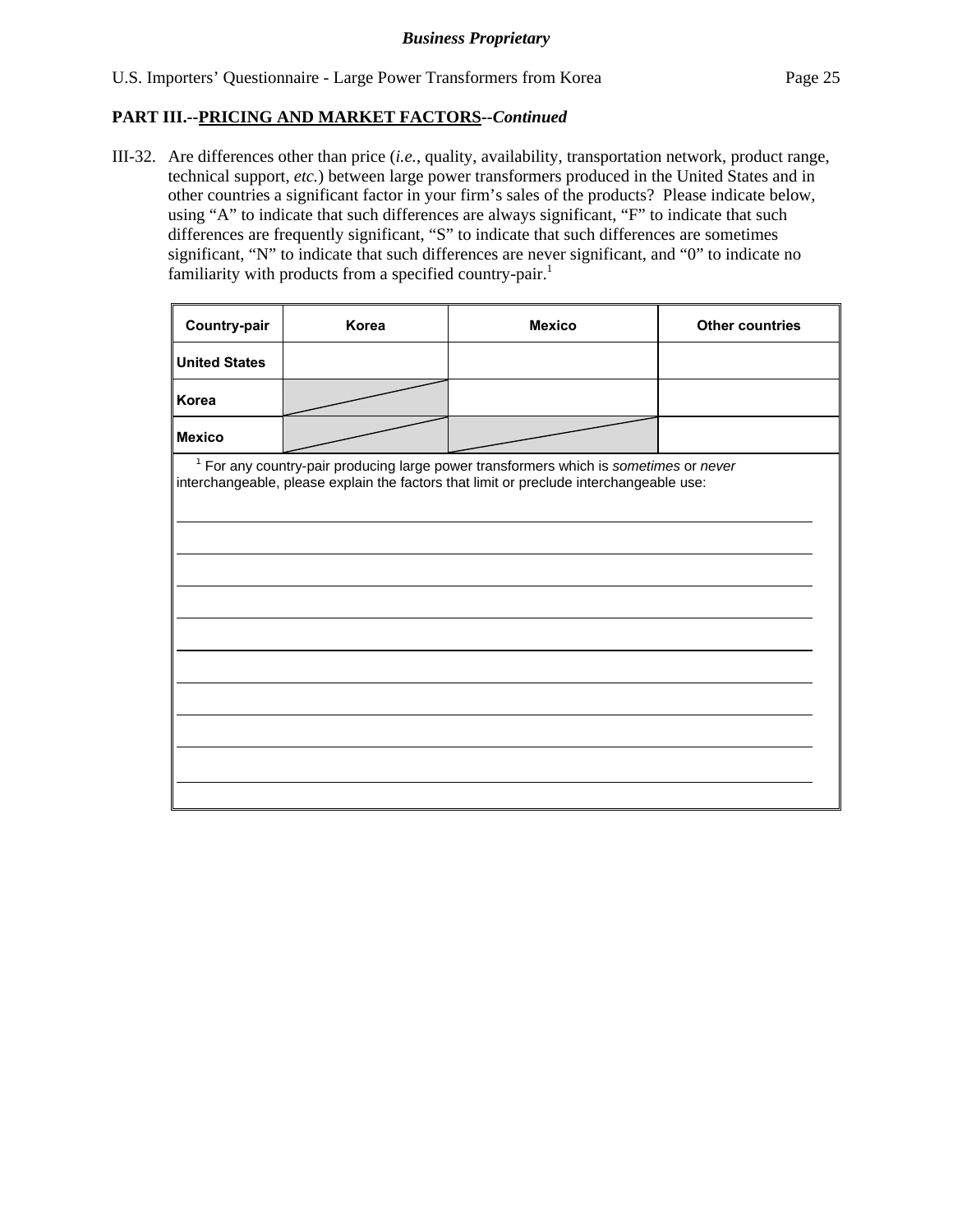**Business Proprietary**

## PART III.--PRICING AND MARKET FACTORS--*Continued*

III-32. Are differences other than price (*i.e.*, quality, availability, transportation network, product range, technical support, *etc.*) between large power transformers produced in the United States and in other countries a significant factor in your firm's sales of the products? Please indicate below, using "A" to indicate that such differences are always significant, "F" to indicate that such differences are frequently significant, "S" to indicate that such differences are sometimes significant, "N" to indicate that such differences are never significant, and "0" to indicate no familiarity with products from a specified country-pair.[1]

| Country-pair | Korea | Mexico | Other countries |
|---|---|---|---|
| **United States** | | | |
| **Korea** | | | |
| **Mexico** | | | |

[1] For any country-pair producing large power transformers which is *sometimes* or *never* interchangeable, please explain the factors that limit or preclude interchangeable use:

______________________________________________________________________

______________________________________________________________________

______________________________________________________________________

______________________________________________________________________

______________________________________________________________________

______________________________________________________________________

______________________________________________________________________

______________________________________________________________________

______________________________________________________________________

______________________________________________________________________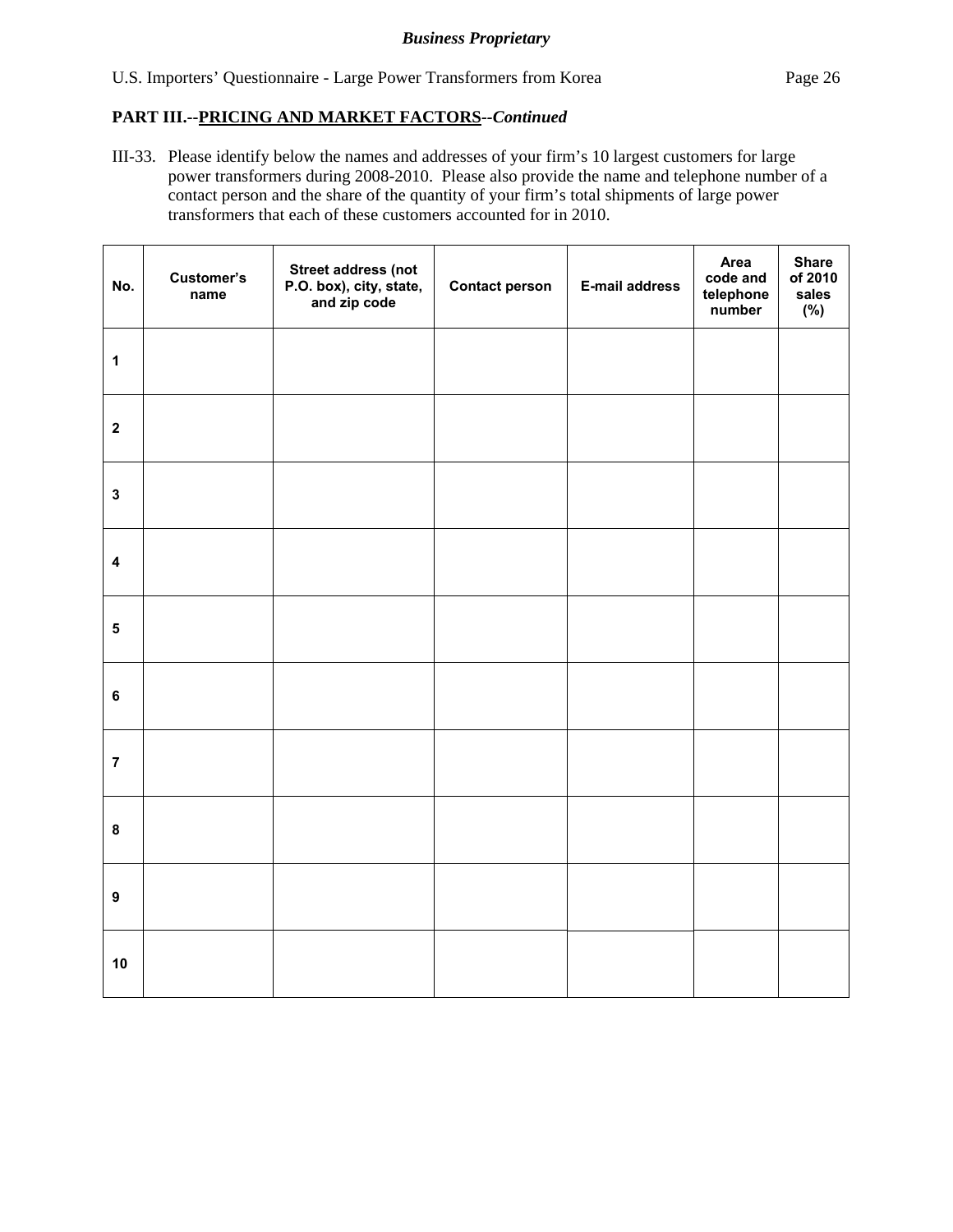**PART III.--PRICING AND MARKET FACTORS--*Continued***

III-33. Please identify below the names and addresses of your firm's 10 largest customers for large power transformers during 2008-2010. Please also provide the name and telephone number of a contact person and the share of the quantity of your firm's total shipments of large power transformers that each of these customers accounted for in 2010.

| No. | Customer's name | Street address (not P.O. box), city, state, and zip code | Contact person | E-mail address | Area code and telephone number | Share of 2010 sales (%) |
|---|---|---|---|---|---|---|
| 1 | | | | | | |
| 2 | | | | | | |
| 3 | | | | | | |
| 4 | | | | | | |
| 5 | | | | | | |
| 6 | | | | | | |
| 7 | | | | | | |
| 8 | | | | | | |
| 9 | | | | | | |
| 10 | | | | | | |